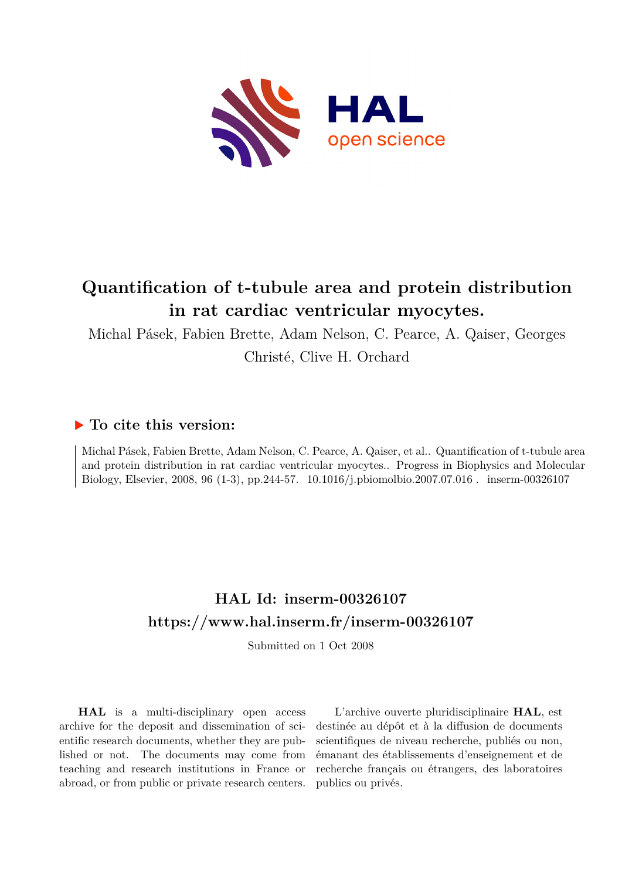# Quantification of t-tubule area and protein distribution in rat cardiac ventricular myocytes.

Michal Pásek, Fabien Brette, Adam Nelson, C. Pearce, A. Qaiser, Georges Christé, Clive H. Orchard

## ▶ To cite this version:

Michal Pásek, Fabien Brette, Adam Nelson, C. Pearce, A. Qaiser, et al.. Quantification of t-tubule area and protein distribution in rat cardiac ventricular myocytes.. Progress in Biophysics and Molecular Biology, Elsevier, 2008, 96 (1-3), pp.244-57. 10.1016/j.pbiomolbio.2007.07.016 . inserm-00326107

## HAL Id: inserm-00326107
## https://www.hal.inserm.fr/inserm-00326107

Submitted on 1 Oct 2008

**HAL** is a multi-disciplinary open access archive for the deposit and dissemination of scientific research documents, whether they are published or not. The documents may come from teaching and research institutions in France or abroad, or from public or private research centers.

L'archive ouverte pluridisciplinaire **HAL**, est destinée au dépôt et à la diffusion de documents scientifiques de niveau recherche, publiés ou non, émanant des établissements d'enseignement et de recherche français ou étrangers, des laboratoires publics ou privés.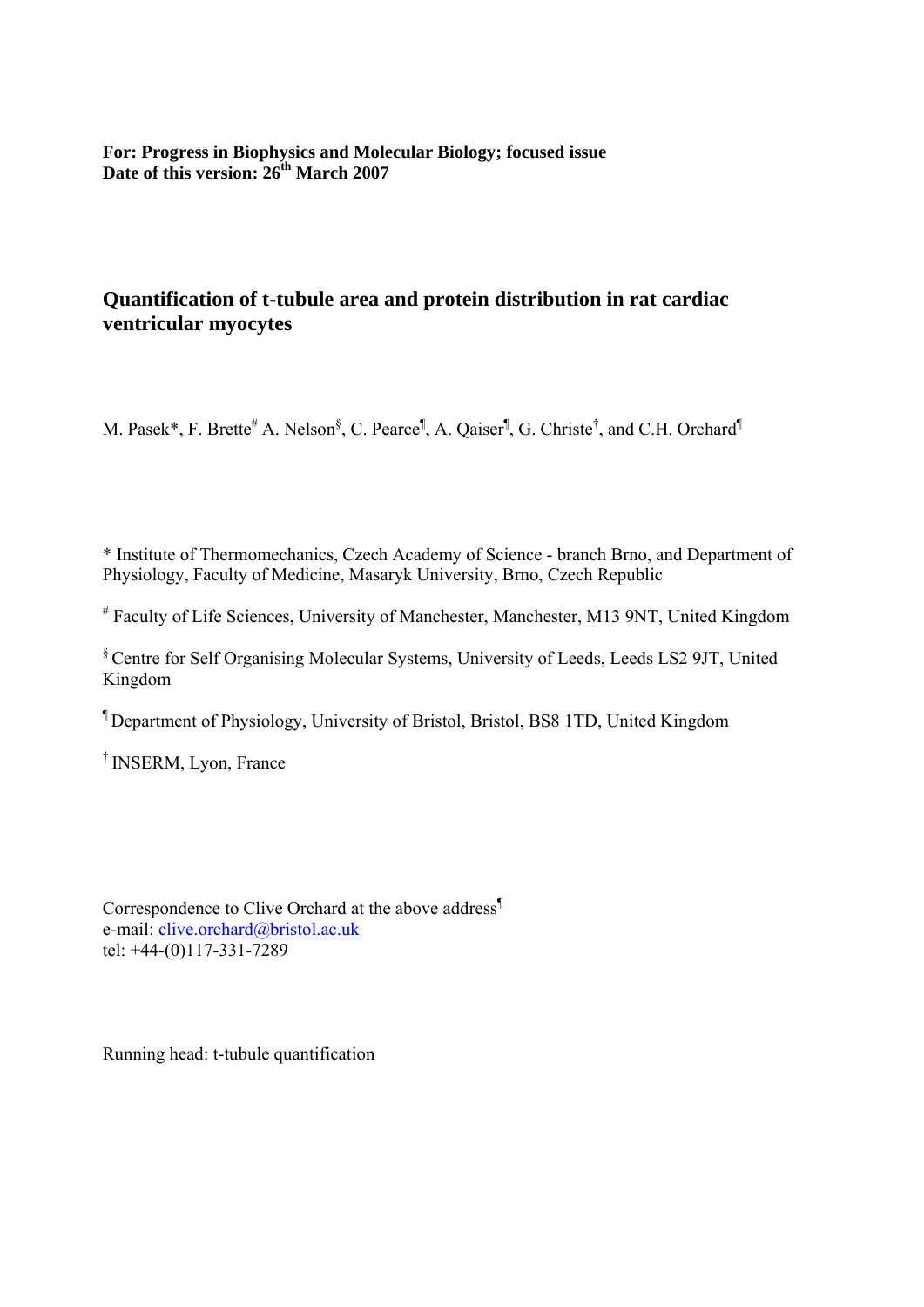**For: Progress in Biophysics and Molecular Biology; focused issue**
**Date of this version: 26th March 2007**

# Quantification of t-tubule area and protein distribution in rat cardiac ventricular myocytes

M. Pasek*, F. Brette[#] A. Nelson[§], C. Pearce[¶], A. Qaiser[¶], G. Christe[†], and C.H. Orchard[¶]

\* Institute of Thermomechanics, Czech Academy of Science - branch Brno, and Department of Physiology, Faculty of Medicine, Masaryk University, Brno, Czech Republic

[#] Faculty of Life Sciences, University of Manchester, Manchester, M13 9NT, United Kingdom

[§] Centre for Self Organising Molecular Systems, University of Leeds, Leeds LS2 9JT, United Kingdom

[¶] Department of Physiology, University of Bristol, Bristol, BS8 1TD, United Kingdom

[†] INSERM, Lyon, France

Correspondence to Clive Orchard at the above address[¶]
e-mail: clive.orchard@bristol.ac.uk
tel: +44-(0)117-331-7289

Running head: t-tubule quantification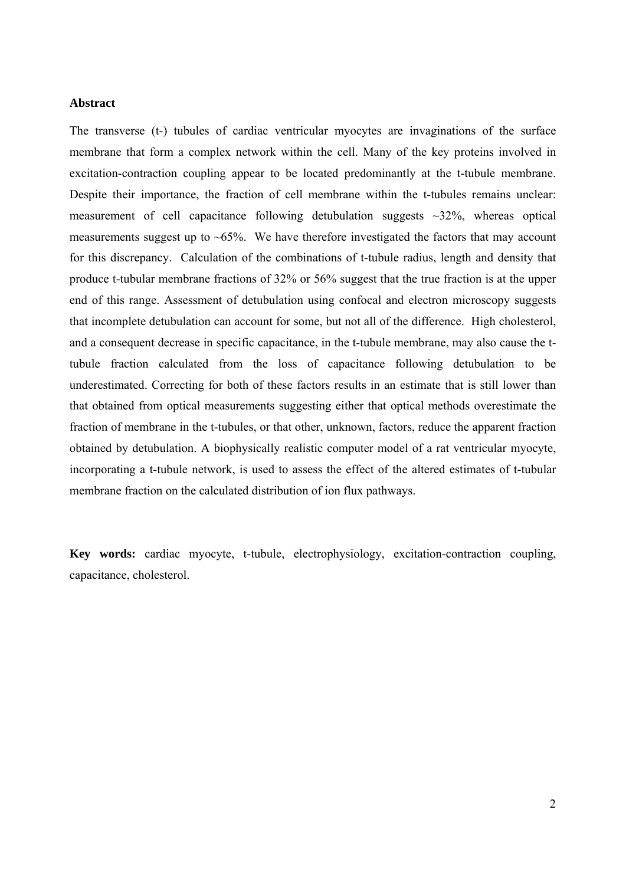# Abstract

The transverse (t-) tubules of cardiac ventricular myocytes are invaginations of the surface membrane that form a complex network within the cell. Many of the key proteins involved in excitation-contraction coupling appear to be located predominantly at the t-tubule membrane. Despite their importance, the fraction of cell membrane within the t-tubules remains unclear: measurement of cell capacitance following detubulation suggests ~32%, whereas optical measurements suggest up to ~65%. We have therefore investigated the factors that may account for this discrepancy. Calculation of the combinations of t-tubule radius, length and density that produce t-tubular membrane fractions of 32% or 56% suggest that the true fraction is at the upper end of this range. Assessment of detubulation using confocal and electron microscopy suggests that incomplete detubulation can account for some, but not all of the difference. High cholesterol, and a consequent decrease in specific capacitance, in the t-tubule membrane, may also cause the t-tubule fraction calculated from the loss of capacitance following detubulation to be underestimated. Correcting for both of these factors results in an estimate that is still lower than that obtained from optical measurements suggesting either that optical methods overestimate the fraction of membrane in the t-tubules, or that other, unknown, factors, reduce the apparent fraction obtained by detubulation. A biophysically realistic computer model of a rat ventricular myocyte, incorporating a t-tubule network, is used to assess the effect of the altered estimates of t-tubular membrane fraction on the calculated distribution of ion flux pathways.

**Key words:** cardiac myocyte, t-tubule, electrophysiology, excitation-contraction coupling, capacitance, cholesterol.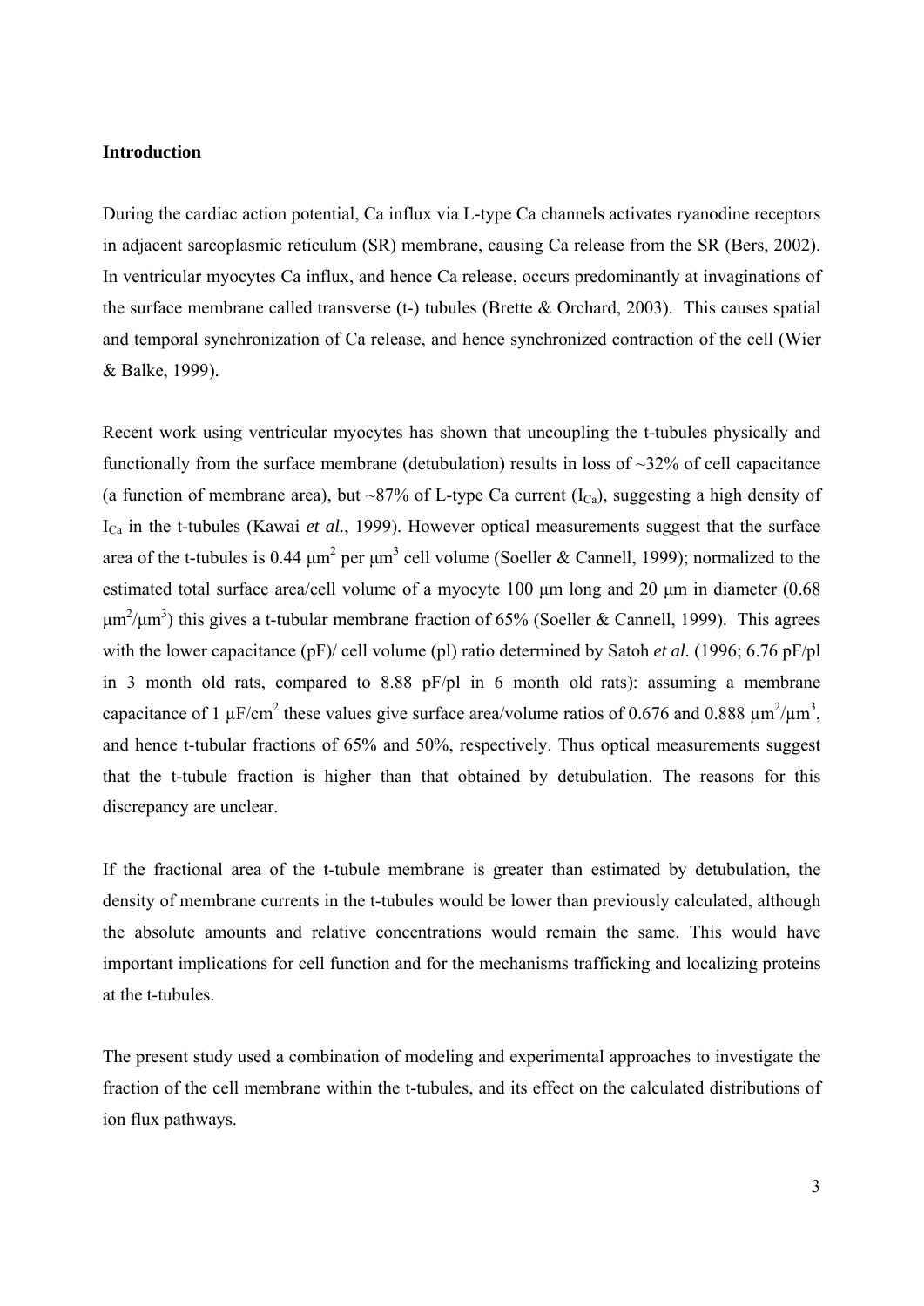## Introduction

During the cardiac action potential, Ca influx via L-type Ca channels activates ryanodine receptors in adjacent sarcoplasmic reticulum (SR) membrane, causing Ca release from the SR (Bers, 2002). In ventricular myocytes Ca influx, and hence Ca release, occurs predominantly at invaginations of the surface membrane called transverse (t-) tubules (Brette & Orchard, 2003). This causes spatial and temporal synchronization of Ca release, and hence synchronized contraction of the cell (Wier & Balke, 1999).

Recent work using ventricular myocytes has shown that uncoupling the t-tubules physically and functionally from the surface membrane (detubulation) results in loss of ~32% of cell capacitance (a function of membrane area), but ~87% of L-type Ca current ($I_{Ca}$), suggesting a high density of $I_{Ca}$ in the t-tubules (Kawai *et al.*, 1999). However optical measurements suggest that the surface area of the t-tubules is 0.44 $\mu m^2$ per $\mu m^3$ cell volume (Soeller & Cannell, 1999); normalized to the estimated total surface area/cell volume of a myocyte 100 μm long and 20 μm in diameter (0.68 $\mu m^2/\mu m^3$) this gives a t-tubular membrane fraction of 65% (Soeller & Cannell, 1999). This agrees with the lower capacitance (pF)/ cell volume (pl) ratio determined by Satoh *et al.* (1996; 6.76 pF/pl in 3 month old rats, compared to 8.88 pF/pl in 6 month old rats): assuming a membrane capacitance of 1 $\mu F/cm^2$ these values give surface area/volume ratios of 0.676 and 0.888 $\mu m^2/\mu m^3$, and hence t-tubular fractions of 65% and 50%, respectively. Thus optical measurements suggest that the t-tubule fraction is higher than that obtained by detubulation. The reasons for this discrepancy are unclear.

If the fractional area of the t-tubule membrane is greater than estimated by detubulation, the density of membrane currents in the t-tubules would be lower than previously calculated, although the absolute amounts and relative concentrations would remain the same. This would have important implications for cell function and for the mechanisms trafficking and localizing proteins at the t-tubules.

The present study used a combination of modeling and experimental approaches to investigate the fraction of the cell membrane within the t-tubules, and its effect on the calculated distributions of ion flux pathways.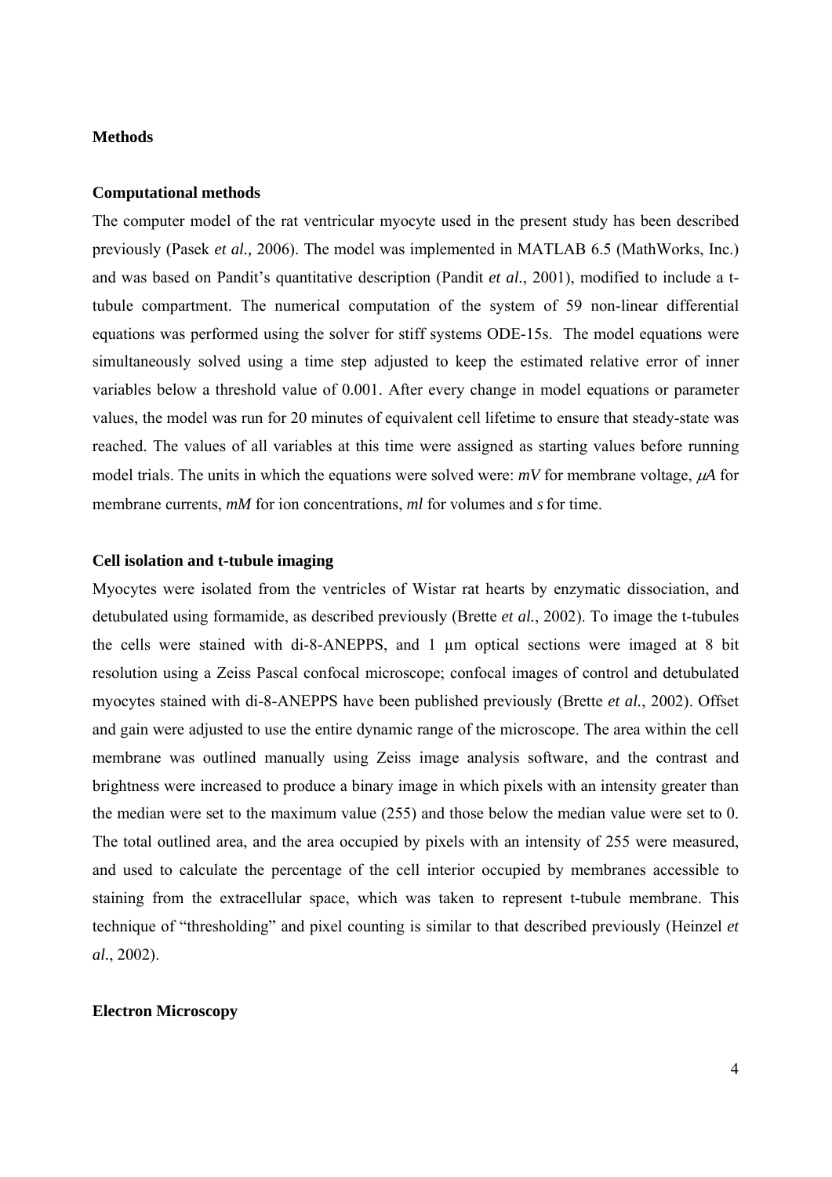## Methods

### Computational methods

The computer model of the rat ventricular myocyte used in the present study has been described previously (Pasek *et al.,* 2006). The model was implemented in MATLAB 6.5 (MathWorks, Inc.) and was based on Pandit's quantitative description (Pandit *et al.*, 2001), modified to include a t-tubule compartment. The numerical computation of the system of 59 non-linear differential equations was performed using the solver for stiff systems ODE-15s. The model equations were simultaneously solved using a time step adjusted to keep the estimated relative error of inner variables below a threshold value of 0.001. After every change in model equations or parameter values, the model was run for 20 minutes of equivalent cell lifetime to ensure that steady-state was reached. The values of all variables at this time were assigned as starting values before running model trials. The units in which the equations were solved were: *mV* for membrane voltage, $\mu A$ for membrane currents, *mM* for ion concentrations, *ml* for volumes and *s* for time.

### Cell isolation and t-tubule imaging

Myocytes were isolated from the ventricles of Wistar rat hearts by enzymatic dissociation, and detubulated using formamide, as described previously (Brette *et al.*, 2002). To image the t-tubules the cells were stained with di-8-ANEPPS, and 1 μm optical sections were imaged at 8 bit resolution using a Zeiss Pascal confocal microscope; confocal images of control and detubulated myocytes stained with di-8-ANEPPS have been published previously (Brette *et al.*, 2002). Offset and gain were adjusted to use the entire dynamic range of the microscope. The area within the cell membrane was outlined manually using Zeiss image analysis software, and the contrast and brightness were increased to produce a binary image in which pixels with an intensity greater than the median were set to the maximum value (255) and those below the median value were set to 0. The total outlined area, and the area occupied by pixels with an intensity of 255 were measured, and used to calculate the percentage of the cell interior occupied by membranes accessible to staining from the extracellular space, which was taken to represent t-tubule membrane. This technique of "thresholding" and pixel counting is similar to that described previously (Heinzel *et al.*, 2002).

### Electron Microscopy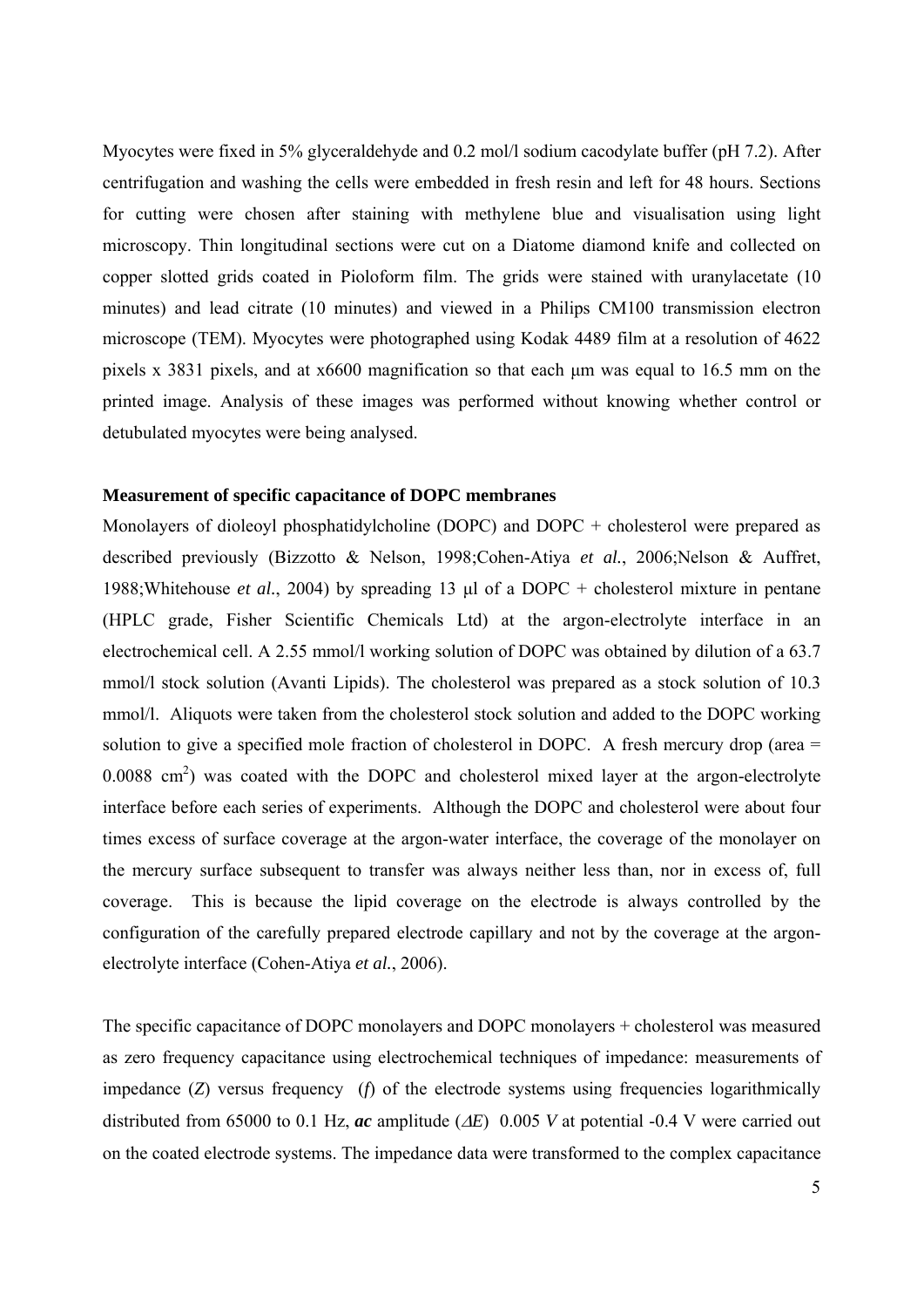Myocytes were fixed in 5% glyceraldehyde and 0.2 mol/l sodium cacodylate buffer (pH 7.2). After centrifugation and washing the cells were embedded in fresh resin and left for 48 hours. Sections for cutting were chosen after staining with methylene blue and visualisation using light microscopy. Thin longitudinal sections were cut on a Diatome diamond knife and collected on copper slotted grids coated in Pioloform film. The grids were stained with uranylacetate (10 minutes) and lead citrate (10 minutes) and viewed in a Philips CM100 transmission electron microscope (TEM). Myocytes were photographed using Kodak 4489 film at a resolution of 4622 pixels x 3831 pixels, and at x6600 magnification so that each µm was equal to 16.5 mm on the printed image. Analysis of these images was performed without knowing whether control or detubulated myocytes were being analysed.

**Measurement of specific capacitance of DOPC membranes**

Monolayers of dioleoyl phosphatidylcholine (DOPC) and DOPC + cholesterol were prepared as described previously (Bizzotto & Nelson, 1998;Cohen-Atiya *et al.*, 2006;Nelson & Auffret, 1988;Whitehouse *et al.*, 2004) by spreading 13 µl of a DOPC + cholesterol mixture in pentane (HPLC grade, Fisher Scientific Chemicals Ltd) at the argon-electrolyte interface in an electrochemical cell. A 2.55 mmol/l working solution of DOPC was obtained by dilution of a 63.7 mmol/l stock solution (Avanti Lipids). The cholesterol was prepared as a stock solution of 10.3 mmol/l. Aliquots were taken from the cholesterol stock solution and added to the DOPC working solution to give a specified mole fraction of cholesterol in DOPC. A fresh mercury drop (area = 0.0088 $cm^2$) was coated with the DOPC and cholesterol mixed layer at the argon-electrolyte interface before each series of experiments. Although the DOPC and cholesterol were about four times excess of surface coverage at the argon-water interface, the coverage of the monolayer on the mercury surface subsequent to transfer was always neither less than, nor in excess of, full coverage. This is because the lipid coverage on the electrode is always controlled by the configuration of the carefully prepared electrode capillary and not by the coverage at the argon-electrolyte interface (Cohen-Atiya *et al.*, 2006).

The specific capacitance of DOPC monolayers and DOPC monolayers + cholesterol was measured as zero frequency capacitance using electrochemical techniques of impedance: measurements of impedance ($Z$) versus frequency ($f$) of the electrode systems using frequencies logarithmically distributed from 65000 to 0.1 Hz, ***ac*** amplitude ($\Delta E$) 0.005 $V$ at potential -0.4 V were carried out on the coated electrode systems. The impedance data were transformed to the complex capacitance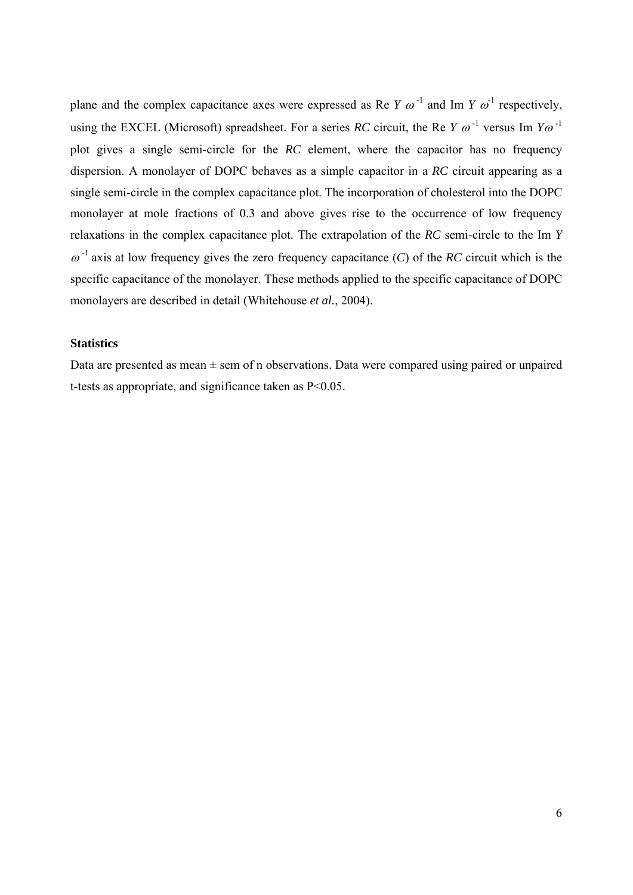plane and the complex capacitance axes were expressed as Re $Y\ \omega^{-1}$ and Im $Y\ \omega^{-1}$ respectively, using the EXCEL (Microsoft) spreadsheet. For a series *RC* circuit, the Re $Y\ \omega^{-1}$ versus Im $Y\omega^{-1}$ plot gives a single semi-circle for the *RC* element, where the capacitor has no frequency dispersion. A monolayer of DOPC behaves as a simple capacitor in a *RC* circuit appearing as a single semi-circle in the complex capacitance plot. The incorporation of cholesterol into the DOPC monolayer at mole fractions of 0.3 and above gives rise to the occurrence of low frequency relaxations in the complex capacitance plot. The extrapolation of the *RC* semi-circle to the Im $Y\ \omega^{-1}$ axis at low frequency gives the zero frequency capacitance (*C*) of the *RC* circuit which is the specific capacitance of the monolayer. These methods applied to the specific capacitance of DOPC monolayers are described in detail (Whitehouse *et al.*, 2004).

**Statistics**

Data are presented as mean ± sem of n observations. Data were compared using paired or unpaired t-tests as appropriate, and significance taken as $P<0.05$.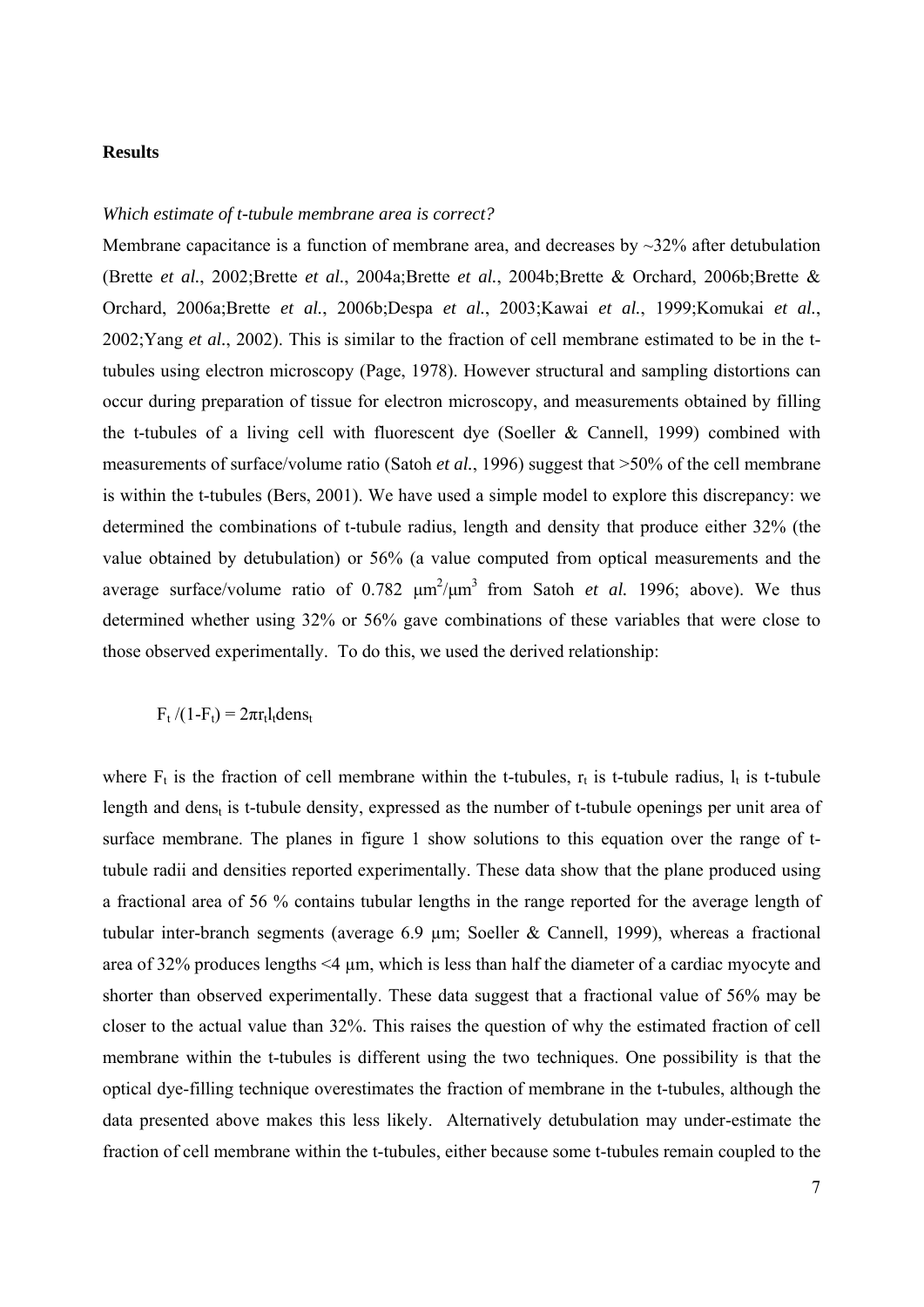## Results

### *Which estimate of t-tubule membrane area is correct?*

Membrane capacitance is a function of membrane area, and decreases by ~32% after detubulation (Brette *et al.*, 2002;Brette *et al.*, 2004a;Brette *et al.*, 2004b;Brette & Orchard, 2006b;Brette & Orchard, 2006a;Brette *et al.*, 2006b;Despa *et al.*, 2003;Kawai *et al.*, 1999;Komukai *et al.*, 2002;Yang *et al.*, 2002). This is similar to the fraction of cell membrane estimated to be in the t-tubules using electron microscopy (Page, 1978). However structural and sampling distortions can occur during preparation of tissue for electron microscopy, and measurements obtained by filling the t-tubules of a living cell with fluorescent dye (Soeller & Cannell, 1999) combined with measurements of surface/volume ratio (Satoh *et al.*, 1996) suggest that >50% of the cell membrane is within the t-tubules (Bers, 2001). We have used a simple model to explore this discrepancy: we determined the combinations of t-tubule radius, length and density that produce either 32% (the value obtained by detubulation) or 56% (a value computed from optical measurements and the average surface/volume ratio of 0.782 $\mu m^2/\mu m^3$ from Satoh *et al.* 1996; above). We thus determined whether using 32% or 56% gave combinations of these variables that were close to those observed experimentally. To do this, we used the derived relationship:

$$F_t/(1-F_t) = 2\pi r_t l_t dens_t$$

where $F_t$ is the fraction of cell membrane within the t-tubules, $r_t$ is t-tubule radius, $l_t$ is t-tubule length and $dens_t$ is t-tubule density, expressed as the number of t-tubule openings per unit area of surface membrane. The planes in figure 1 show solutions to this equation over the range of t-tubule radii and densities reported experimentally. These data show that the plane produced using a fractional area of 56 % contains tubular lengths in the range reported for the average length of tubular inter-branch segments (average 6.9 µm; Soeller & Cannell, 1999), whereas a fractional area of 32% produces lengths <4 µm, which is less than half the diameter of a cardiac myocyte and shorter than observed experimentally. These data suggest that a fractional value of 56% may be closer to the actual value than 32%. This raises the question of why the estimated fraction of cell membrane within the t-tubules is different using the two techniques. One possibility is that the optical dye-filling technique overestimates the fraction of membrane in the t-tubules, although the data presented above makes this less likely. Alternatively detubulation may under-estimate the fraction of cell membrane within the t-tubules, either because some t-tubules remain coupled to the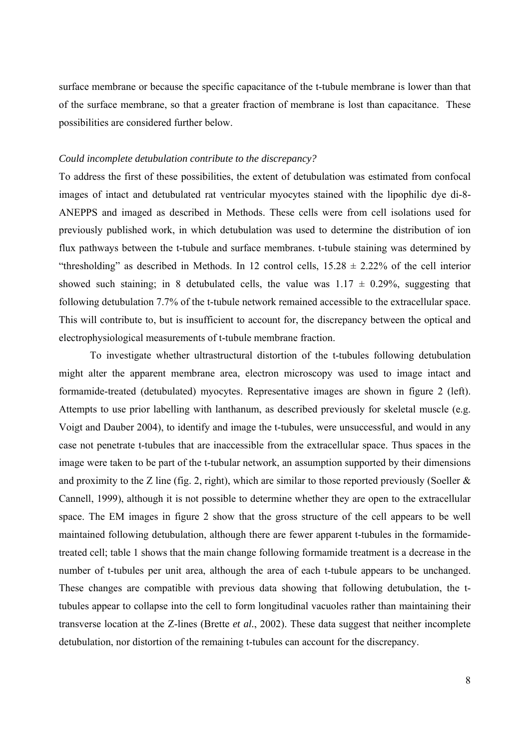surface membrane or because the specific capacitance of the t-tubule membrane is lower than that of the surface membrane, so that a greater fraction of membrane is lost than capacitance. These possibilities are considered further below.

*Could incomplete detubulation contribute to the discrepancy?*

To address the first of these possibilities, the extent of detubulation was estimated from confocal images of intact and detubulated rat ventricular myocytes stained with the lipophilic dye di-8-ANEPPS and imaged as described in Methods. These cells were from cell isolations used for previously published work, in which detubulation was used to determine the distribution of ion flux pathways between the t-tubule and surface membranes. t-tubule staining was determined by "thresholding" as described in Methods. In 12 control cells, $15.28 \pm 2.22\%$ of the cell interior showed such staining; in 8 detubulated cells, the value was $1.17 \pm 0.29\%$, suggesting that following detubulation 7.7% of the t-tubule network remained accessible to the extracellular space. This will contribute to, but is insufficient to account for, the discrepancy between the optical and electrophysiological measurements of t-tubule membrane fraction.

To investigate whether ultrastructural distortion of the t-tubules following detubulation might alter the apparent membrane area, electron microscopy was used to image intact and formamide-treated (detubulated) myocytes. Representative images are shown in figure 2 (left). Attempts to use prior labelling with lanthanum, as described previously for skeletal muscle (e.g. Voigt and Dauber 2004), to identify and image the t-tubules, were unsuccessful, and would in any case not penetrate t-tubules that are inaccessible from the extracellular space. Thus spaces in the image were taken to be part of the t-tubular network, an assumption supported by their dimensions and proximity to the Z line (fig. 2, right), which are similar to those reported previously (Soeller & Cannell, 1999), although it is not possible to determine whether they are open to the extracellular space. The EM images in figure 2 show that the gross structure of the cell appears to be well maintained following detubulation, although there are fewer apparent t-tubules in the formamide-treated cell; table 1 shows that the main change following formamide treatment is a decrease in the number of t-tubules per unit area, although the area of each t-tubule appears to be unchanged. These changes are compatible with previous data showing that following detubulation, the t-tubules appear to collapse into the cell to form longitudinal vacuoles rather than maintaining their transverse location at the Z-lines (Brette *et al.*, 2002). These data suggest that neither incomplete detubulation, nor distortion of the remaining t-tubules can account for the discrepancy.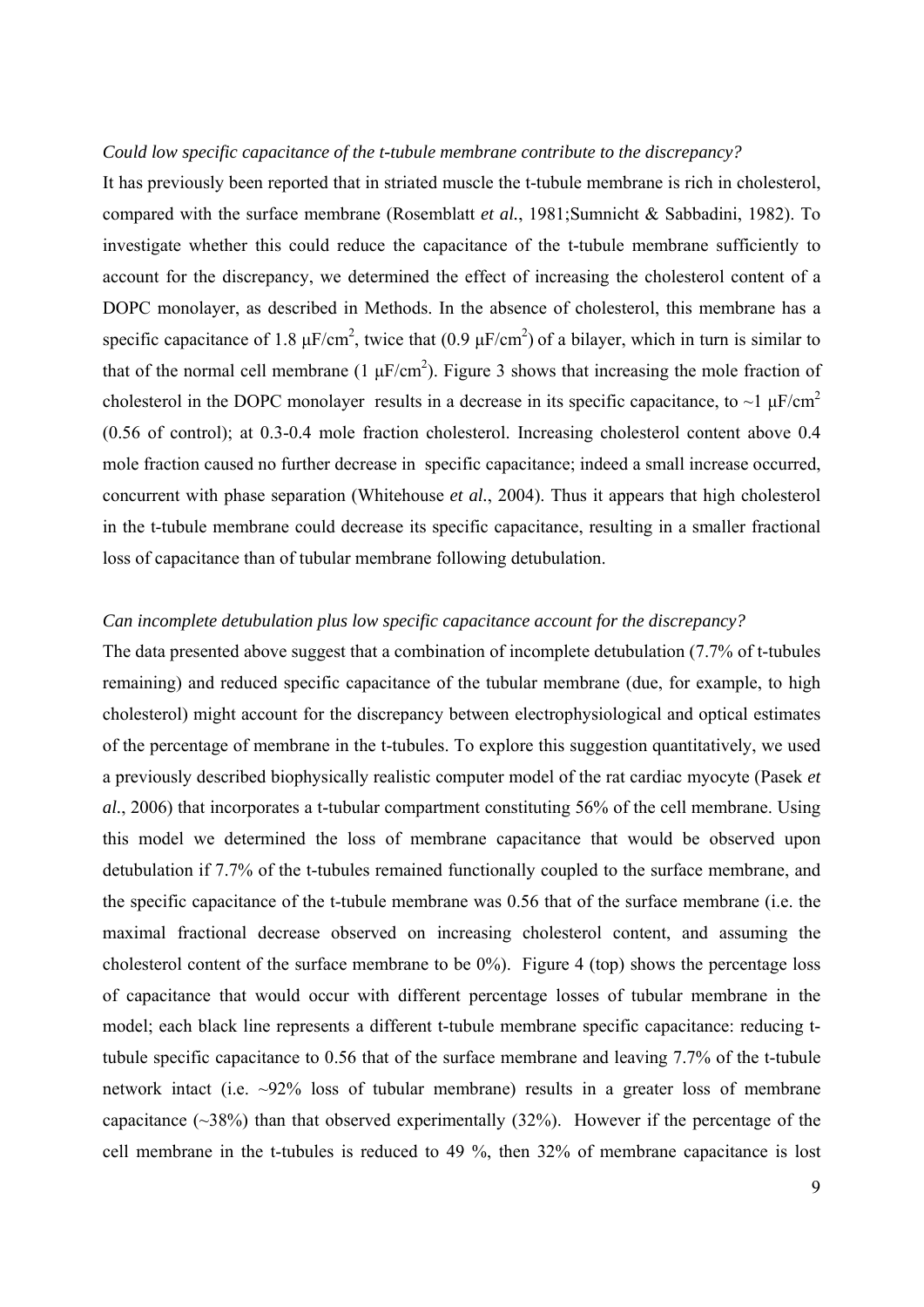*Could low specific capacitance of the t-tubule membrane contribute to the discrepancy?*

It has previously been reported that in striated muscle the t-tubule membrane is rich in cholesterol, compared with the surface membrane (Rosemblatt *et al.*, 1981;Sumnicht & Sabbadini, 1982). To investigate whether this could reduce the capacitance of the t-tubule membrane sufficiently to account for the discrepancy, we determined the effect of increasing the cholesterol content of a DOPC monolayer, as described in Methods. In the absence of cholesterol, this membrane has a specific capacitance of 1.8 $\mu F/cm^2$, twice that (0.9 $\mu F/cm^2$) of a bilayer, which in turn is similar to that of the normal cell membrane (1 $\mu F/cm^2$). Figure 3 shows that increasing the mole fraction of cholesterol in the DOPC monolayer results in a decrease in its specific capacitance, to ~1 $\mu F/cm^2$ (0.56 of control); at 0.3-0.4 mole fraction cholesterol. Increasing cholesterol content above 0.4 mole fraction caused no further decrease in specific capacitance; indeed a small increase occurred, concurrent with phase separation (Whitehouse *et al.*, 2004). Thus it appears that high cholesterol in the t-tubule membrane could decrease its specific capacitance, resulting in a smaller fractional loss of capacitance than of tubular membrane following detubulation.

*Can incomplete detubulation plus low specific capacitance account for the discrepancy?*

The data presented above suggest that a combination of incomplete detubulation (7.7% of t-tubules remaining) and reduced specific capacitance of the tubular membrane (due, for example, to high cholesterol) might account for the discrepancy between electrophysiological and optical estimates of the percentage of membrane in the t-tubules. To explore this suggestion quantitatively, we used a previously described biophysically realistic computer model of the rat cardiac myocyte (Pasek *et al.*, 2006) that incorporates a t-tubular compartment constituting 56% of the cell membrane. Using this model we determined the loss of membrane capacitance that would be observed upon detubulation if 7.7% of the t-tubules remained functionally coupled to the surface membrane, and the specific capacitance of the t-tubule membrane was 0.56 that of the surface membrane (i.e. the maximal fractional decrease observed on increasing cholesterol content, and assuming the cholesterol content of the surface membrane to be 0%). Figure 4 (top) shows the percentage loss of capacitance that would occur with different percentage losses of tubular membrane in the model; each black line represents a different t-tubule membrane specific capacitance: reducing t-tubule specific capacitance to 0.56 that of the surface membrane and leaving 7.7% of the t-tubule network intact (i.e. ~92% loss of tubular membrane) results in a greater loss of membrane capacitance (~38%) than that observed experimentally (32%). However if the percentage of the cell membrane in the t-tubules is reduced to 49 %, then 32% of membrane capacitance is lost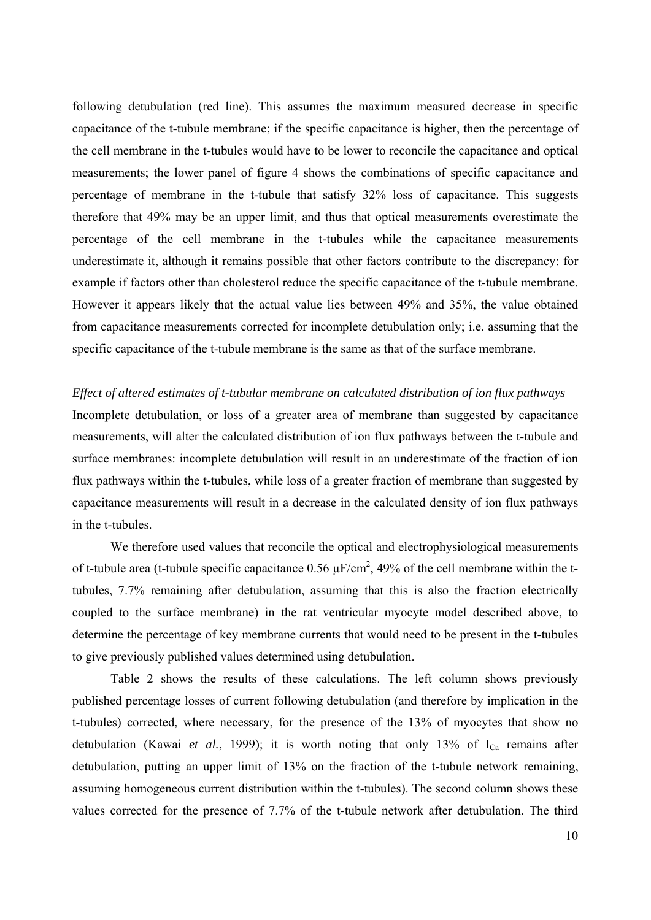following detubulation (red line). This assumes the maximum measured decrease in specific capacitance of the t-tubule membrane; if the specific capacitance is higher, then the percentage of the cell membrane in the t-tubules would have to be lower to reconcile the capacitance and optical measurements; the lower panel of figure 4 shows the combinations of specific capacitance and percentage of membrane in the t-tubule that satisfy 32% loss of capacitance. This suggests therefore that 49% may be an upper limit, and thus that optical measurements overestimate the percentage of the cell membrane in the t-tubules while the capacitance measurements underestimate it, although it remains possible that other factors contribute to the discrepancy: for example if factors other than cholesterol reduce the specific capacitance of the t-tubule membrane. However it appears likely that the actual value lies between 49% and 35%, the value obtained from capacitance measurements corrected for incomplete detubulation only; i.e. assuming that the specific capacitance of the t-tubule membrane is the same as that of the surface membrane.

*Effect of altered estimates of t-tubular membrane on calculated distribution of ion flux pathways*

Incomplete detubulation, or loss of a greater area of membrane than suggested by capacitance measurements, will alter the calculated distribution of ion flux pathways between the t-tubule and surface membranes: incomplete detubulation will result in an underestimate of the fraction of ion flux pathways within the t-tubules, while loss of a greater fraction of membrane than suggested by capacitance measurements will result in a decrease in the calculated density of ion flux pathways in the t-tubules.

We therefore used values that reconcile the optical and electrophysiological measurements of t-tubule area (t-tubule specific capacitance 0.56 $\mu F/cm^2$, 49% of the cell membrane within the t-tubules, 7.7% remaining after detubulation, assuming that this is also the fraction electrically coupled to the surface membrane) in the rat ventricular myocyte model described above, to determine the percentage of key membrane currents that would need to be present in the t-tubules to give previously published values determined using detubulation.

Table 2 shows the results of these calculations. The left column shows previously published percentage losses of current following detubulation (and therefore by implication in the t-tubules) corrected, where necessary, for the presence of the 13% of myocytes that show no detubulation (Kawai *et al.*, 1999); it is worth noting that only 13% of $I_{Ca}$ remains after detubulation, putting an upper limit of 13% on the fraction of the t-tubule network remaining, assuming homogeneous current distribution within the t-tubules). The second column shows these values corrected for the presence of 7.7% of the t-tubule network after detubulation. The third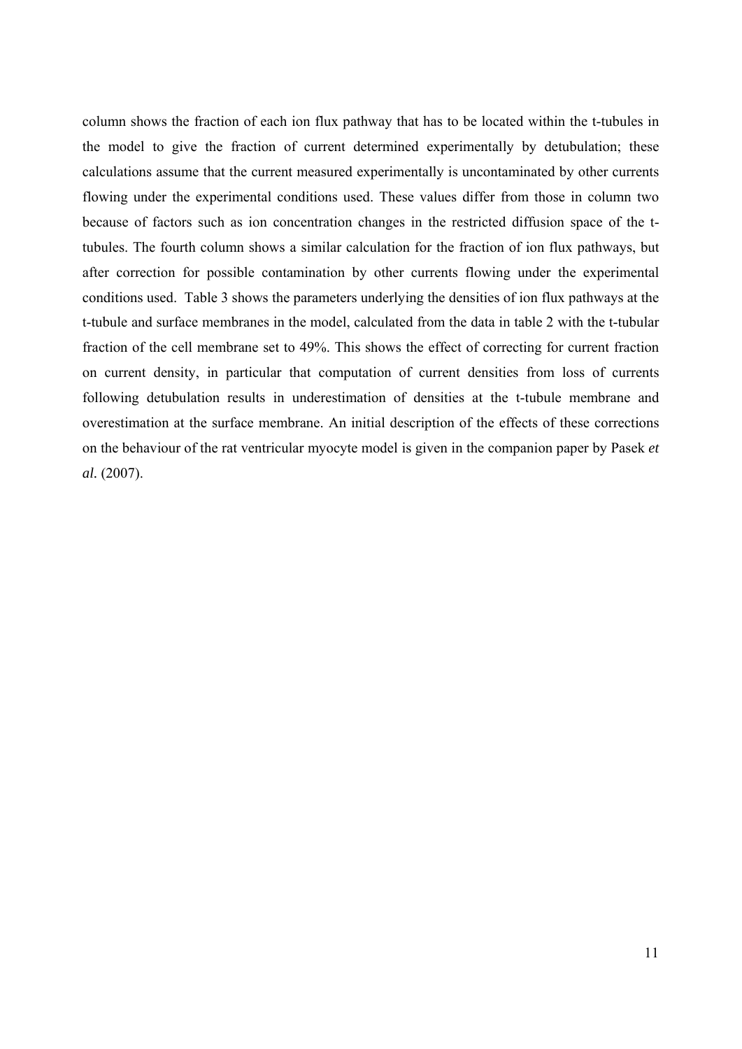column shows the fraction of each ion flux pathway that has to be located within the t-tubules in the model to give the fraction of current determined experimentally by detubulation; these calculations assume that the current measured experimentally is uncontaminated by other currents flowing under the experimental conditions used. These values differ from those in column two because of factors such as ion concentration changes in the restricted diffusion space of the t-tubules. The fourth column shows a similar calculation for the fraction of ion flux pathways, but after correction for possible contamination by other currents flowing under the experimental conditions used. Table 3 shows the parameters underlying the densities of ion flux pathways at the t-tubule and surface membranes in the model, calculated from the data in table 2 with the t-tubular fraction of the cell membrane set to 49%. This shows the effect of correcting for current fraction on current density, in particular that computation of current densities from loss of currents following detubulation results in underestimation of densities at the t-tubule membrane and overestimation at the surface membrane. An initial description of the effects of these corrections on the behaviour of the rat ventricular myocyte model is given in the companion paper by Pasek *et al.* (2007).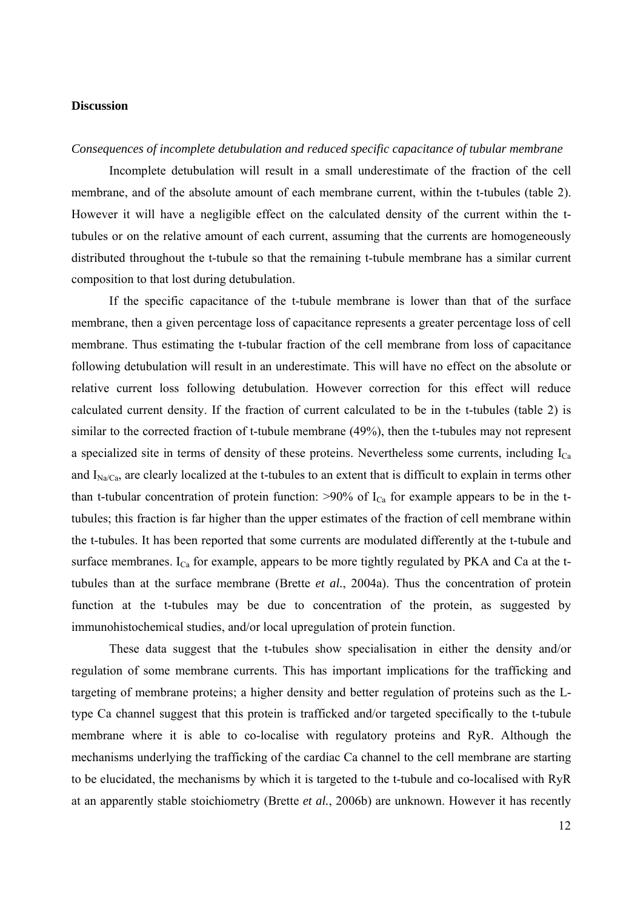## Discussion

### *Consequences of incomplete detubulation and reduced specific capacitance of tubular membrane*

Incomplete detubulation will result in a small underestimate of the fraction of the cell membrane, and of the absolute amount of each membrane current, within the t-tubules (table 2). However it will have a negligible effect on the calculated density of the current within the t-tubules or on the relative amount of each current, assuming that the currents are homogeneously distributed throughout the t-tubule so that the remaining t-tubule membrane has a similar current composition to that lost during detubulation.

If the specific capacitance of the t-tubule membrane is lower than that of the surface membrane, then a given percentage loss of capacitance represents a greater percentage loss of cell membrane. Thus estimating the t-tubular fraction of the cell membrane from loss of capacitance following detubulation will result in an underestimate. This will have no effect on the absolute or relative current loss following detubulation. However correction for this effect will reduce calculated current density. If the fraction of current calculated to be in the t-tubules (table 2) is similar to the corrected fraction of t-tubule membrane (49%), then the t-tubules may not represent a specialized site in terms of density of these proteins. Nevertheless some currents, including $I_{Ca}$ and $I_{Na/Ca}$, are clearly localized at the t-tubules to an extent that is difficult to explain in terms other than t-tubular concentration of protein function: >90% of $I_{Ca}$ for example appears to be in the t-tubules; this fraction is far higher than the upper estimates of the fraction of cell membrane within the t-tubules. It has been reported that some currents are modulated differently at the t-tubule and surface membranes. $I_{Ca}$ for example, appears to be more tightly regulated by PKA and Ca at the t-tubules than at the surface membrane (Brette *et al.*, 2004a). Thus the concentration of protein function at the t-tubules may be due to concentration of the protein, as suggested by immunohistochemical studies, and/or local upregulation of protein function.

These data suggest that the t-tubules show specialisation in either the density and/or regulation of some membrane currents. This has important implications for the trafficking and targeting of membrane proteins; a higher density and better regulation of proteins such as the L-type Ca channel suggest that this protein is trafficked and/or targeted specifically to the t-tubule membrane where it is able to co-localise with regulatory proteins and RyR. Although the mechanisms underlying the trafficking of the cardiac Ca channel to the cell membrane are starting to be elucidated, the mechanisms by which it is targeted to the t-tubule and co-localised with RyR at an apparently stable stoichiometry (Brette *et al.*, 2006b) are unknown. However it has recently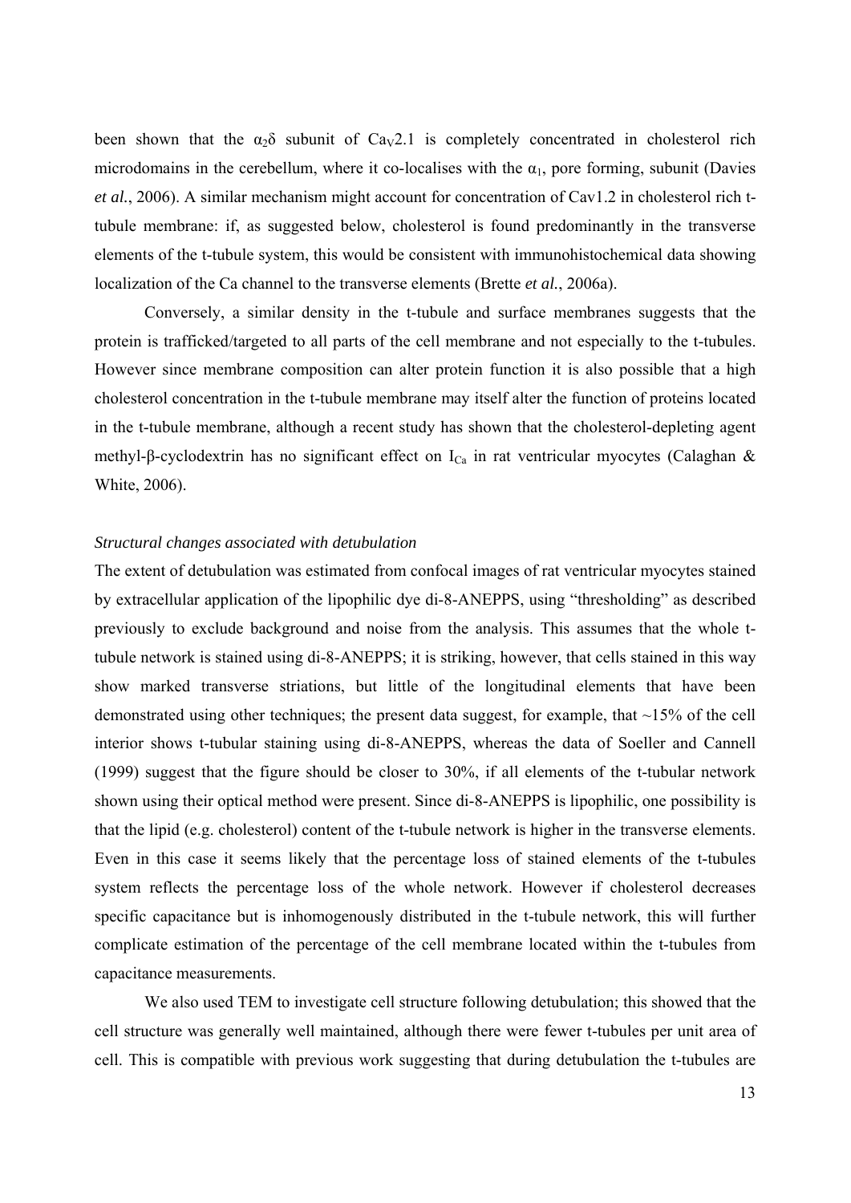been shown that the $\alpha_2\delta$ subunit of $Ca_V2.1$ is completely concentrated in cholesterol rich microdomains in the cerebellum, where it co-localises with the $\alpha_1$, pore forming, subunit (Davies *et al.*, 2006). A similar mechanism might account for concentration of Cav1.2 in cholesterol rich t-tubule membrane: if, as suggested below, cholesterol is found predominantly in the transverse elements of the t-tubule system, this would be consistent with immunohistochemical data showing localization of the Ca channel to the transverse elements (Brette *et al.*, 2006a).

Conversely, a similar density in the t-tubule and surface membranes suggests that the protein is trafficked/targeted to all parts of the cell membrane and not especially to the t-tubules. However since membrane composition can alter protein function it is also possible that a high cholesterol concentration in the t-tubule membrane may itself alter the function of proteins located in the t-tubule membrane, although a recent study has shown that the cholesterol-depleting agent methyl-β-cyclodextrin has no significant effect on $I_{Ca}$ in rat ventricular myocytes (Calaghan & White, 2006).

*Structural changes associated with detubulation*

The extent of detubulation was estimated from confocal images of rat ventricular myocytes stained by extracellular application of the lipophilic dye di-8-ANEPPS, using "thresholding" as described previously to exclude background and noise from the analysis. This assumes that the whole t-tubule network is stained using di-8-ANEPPS; it is striking, however, that cells stained in this way show marked transverse striations, but little of the longitudinal elements that have been demonstrated using other techniques; the present data suggest, for example, that ~15% of the cell interior shows t-tubular staining using di-8-ANEPPS, whereas the data of Soeller and Cannell (1999) suggest that the figure should be closer to 30%, if all elements of the t-tubular network shown using their optical method were present. Since di-8-ANEPPS is lipophilic, one possibility is that the lipid (e.g. cholesterol) content of the t-tubule network is higher in the transverse elements. Even in this case it seems likely that the percentage loss of stained elements of the t-tubules system reflects the percentage loss of the whole network. However if cholesterol decreases specific capacitance but is inhomogenously distributed in the t-tubule network, this will further complicate estimation of the percentage of the cell membrane located within the t-tubules from capacitance measurements.

We also used TEM to investigate cell structure following detubulation; this showed that the cell structure was generally well maintained, although there were fewer t-tubules per unit area of cell. This is compatible with previous work suggesting that during detubulation the t-tubules are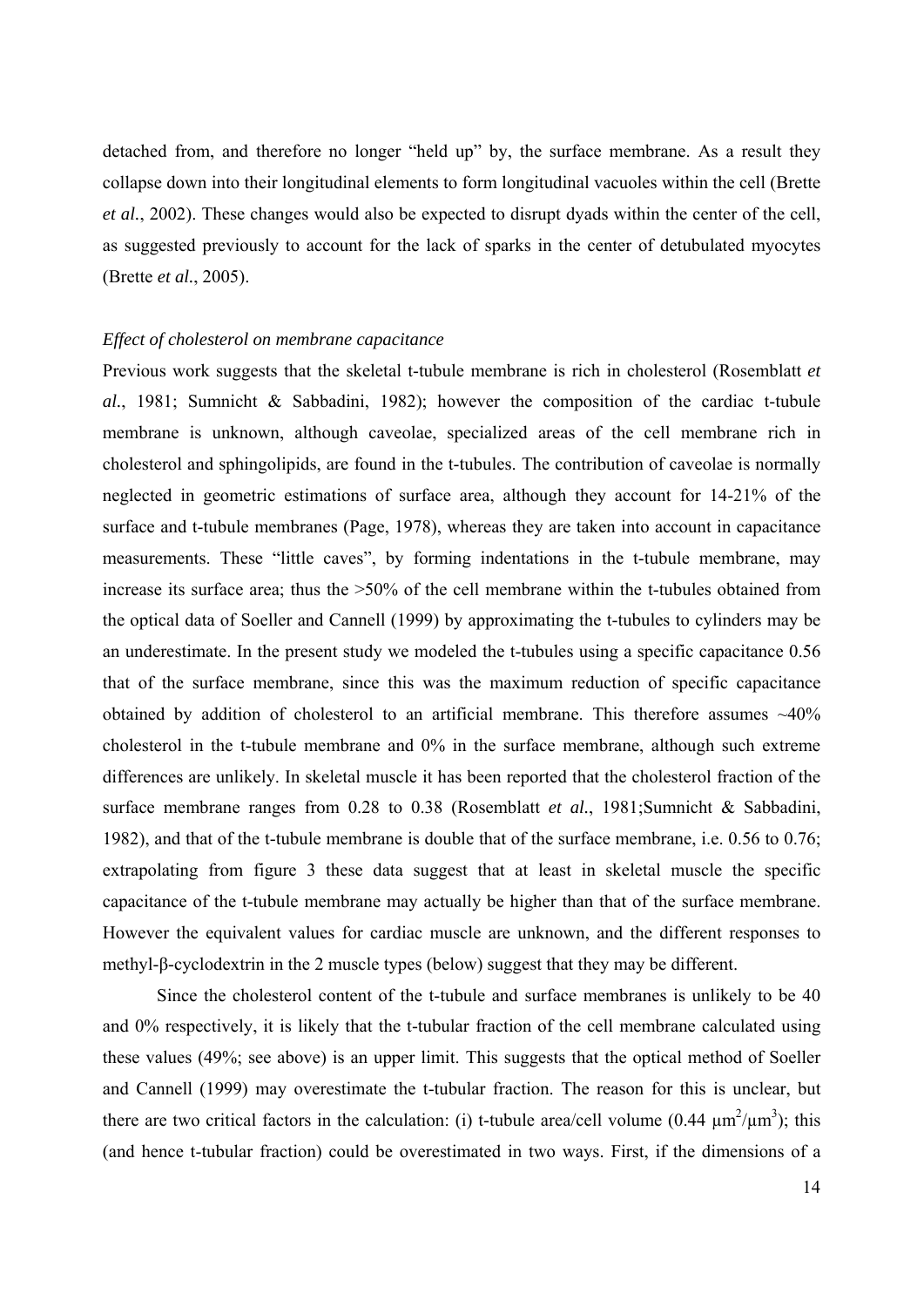detached from, and therefore no longer "held up" by, the surface membrane. As a result they collapse down into their longitudinal elements to form longitudinal vacuoles within the cell (Brette *et al.*, 2002). These changes would also be expected to disrupt dyads within the center of the cell, as suggested previously to account for the lack of sparks in the center of detubulated myocytes (Brette *et al.*, 2005).

### *Effect of cholesterol on membrane capacitance*

Previous work suggests that the skeletal t-tubule membrane is rich in cholesterol (Rosemblatt *et al.*, 1981; Sumnicht & Sabbadini, 1982); however the composition of the cardiac t-tubule membrane is unknown, although caveolae, specialized areas of the cell membrane rich in cholesterol and sphingolipids, are found in the t-tubules. The contribution of caveolae is normally neglected in geometric estimations of surface area, although they account for 14-21% of the surface and t-tubule membranes (Page, 1978), whereas they are taken into account in capacitance measurements. These "little caves", by forming indentations in the t-tubule membrane, may increase its surface area; thus the >50% of the cell membrane within the t-tubules obtained from the optical data of Soeller and Cannell (1999) by approximating the t-tubules to cylinders may be an underestimate. In the present study we modeled the t-tubules using a specific capacitance 0.56 that of the surface membrane, since this was the maximum reduction of specific capacitance obtained by addition of cholesterol to an artificial membrane. This therefore assumes ~40% cholesterol in the t-tubule membrane and 0% in the surface membrane, although such extreme differences are unlikely. In skeletal muscle it has been reported that the cholesterol fraction of the surface membrane ranges from 0.28 to 0.38 (Rosemblatt *et al.*, 1981;Sumnicht & Sabbadini, 1982), and that of the t-tubule membrane is double that of the surface membrane, i.e. 0.56 to 0.76; extrapolating from figure 3 these data suggest that at least in skeletal muscle the specific capacitance of the t-tubule membrane may actually be higher than that of the surface membrane. However the equivalent values for cardiac muscle are unknown, and the different responses to methyl-β-cyclodextrin in the 2 muscle types (below) suggest that they may be different.

Since the cholesterol content of the t-tubule and surface membranes is unlikely to be 40 and 0% respectively, it is likely that the t-tubular fraction of the cell membrane calculated using these values (49%; see above) is an upper limit. This suggests that the optical method of Soeller and Cannell (1999) may overestimate the t-tubular fraction. The reason for this is unclear, but there are two critical factors in the calculation: (i) t-tubule area/cell volume (0.44 $\mu m^2/\mu m^3$); this (and hence t-tubular fraction) could be overestimated in two ways. First, if the dimensions of a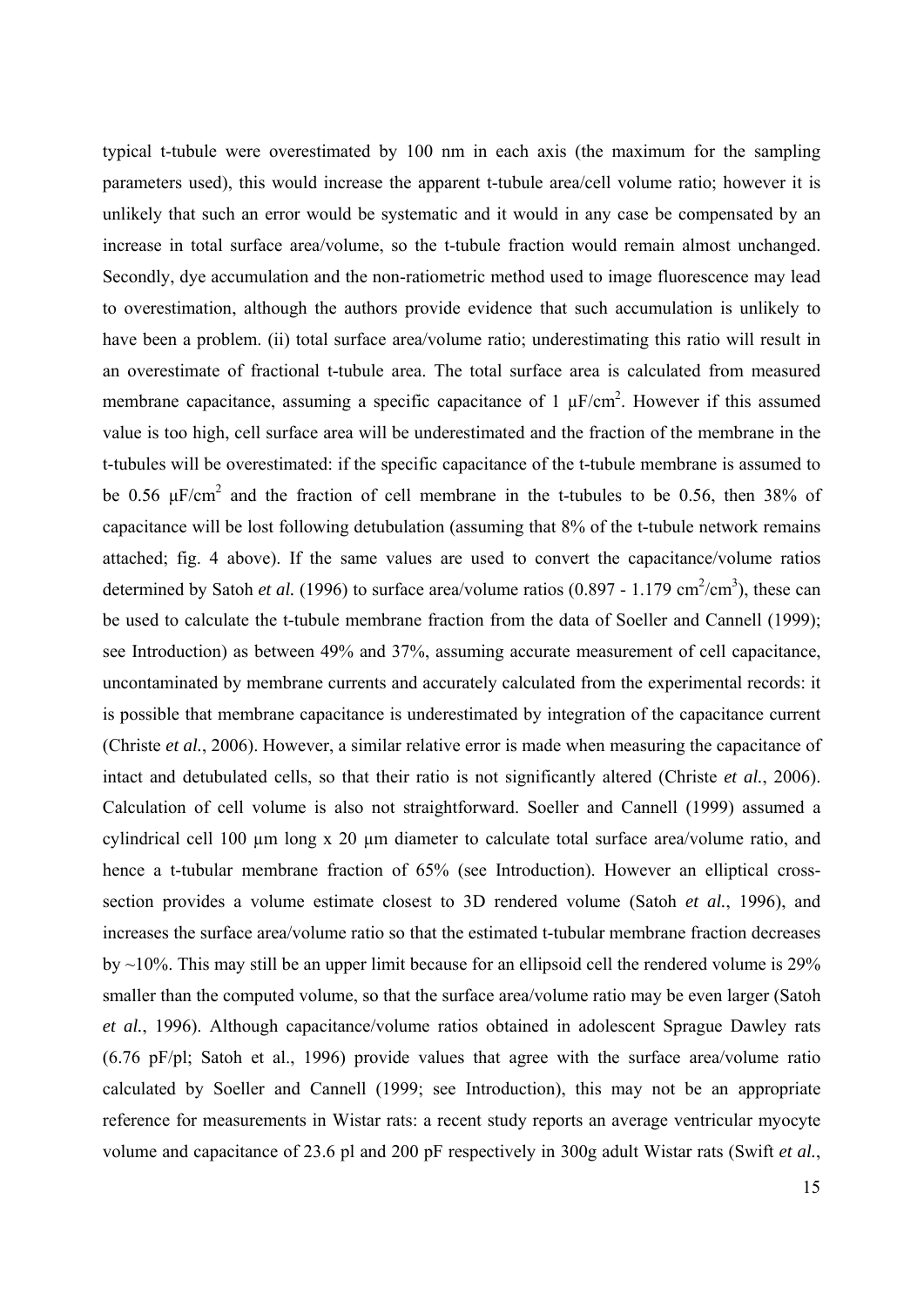typical t-tubule were overestimated by 100 nm in each axis (the maximum for the sampling parameters used), this would increase the apparent t-tubule area/cell volume ratio; however it is unlikely that such an error would be systematic and it would in any case be compensated by an increase in total surface area/volume, so the t-tubule fraction would remain almost unchanged. Secondly, dye accumulation and the non-ratiometric method used to image fluorescence may lead to overestimation, although the authors provide evidence that such accumulation is unlikely to have been a problem. (ii) total surface area/volume ratio; underestimating this ratio will result in an overestimate of fractional t-tubule area. The total surface area is calculated from measured membrane capacitance, assuming a specific capacitance of 1 $\mu F/cm^2$. However if this assumed value is too high, cell surface area will be underestimated and the fraction of the membrane in the t-tubules will be overestimated: if the specific capacitance of the t-tubule membrane is assumed to be 0.56 $\mu F/cm^2$ and the fraction of cell membrane in the t-tubules to be 0.56, then 38% of capacitance will be lost following detubulation (assuming that 8% of the t-tubule network remains attached; fig. 4 above). If the same values are used to convert the capacitance/volume ratios determined by Satoh *et al.* (1996) to surface area/volume ratios (0.897 - 1.179 $cm^2/cm^3$), these can be used to calculate the t-tubule membrane fraction from the data of Soeller and Cannell (1999); see Introduction) as between 49% and 37%, assuming accurate measurement of cell capacitance, uncontaminated by membrane currents and accurately calculated from the experimental records: it is possible that membrane capacitance is underestimated by integration of the capacitance current (Christe *et al.*, 2006). However, a similar relative error is made when measuring the capacitance of intact and detubulated cells, so that their ratio is not significantly altered (Christe *et al.*, 2006). Calculation of cell volume is also not straightforward. Soeller and Cannell (1999) assumed a cylindrical cell 100 µm long x 20 µm diameter to calculate total surface area/volume ratio, and hence a t-tubular membrane fraction of 65% (see Introduction). However an elliptical cross-section provides a volume estimate closest to 3D rendered volume (Satoh *et al.*, 1996), and increases the surface area/volume ratio so that the estimated t-tubular membrane fraction decreases by ~10%. This may still be an upper limit because for an ellipsoid cell the rendered volume is 29% smaller than the computed volume, so that the surface area/volume ratio may be even larger (Satoh *et al.*, 1996). Although capacitance/volume ratios obtained in adolescent Sprague Dawley rats (6.76 pF/pl; Satoh et al., 1996) provide values that agree with the surface area/volume ratio calculated by Soeller and Cannell (1999; see Introduction), this may not be an appropriate reference for measurements in Wistar rats: a recent study reports an average ventricular myocyte volume and capacitance of 23.6 pl and 200 pF respectively in 300g adult Wistar rats (Swift *et al.*,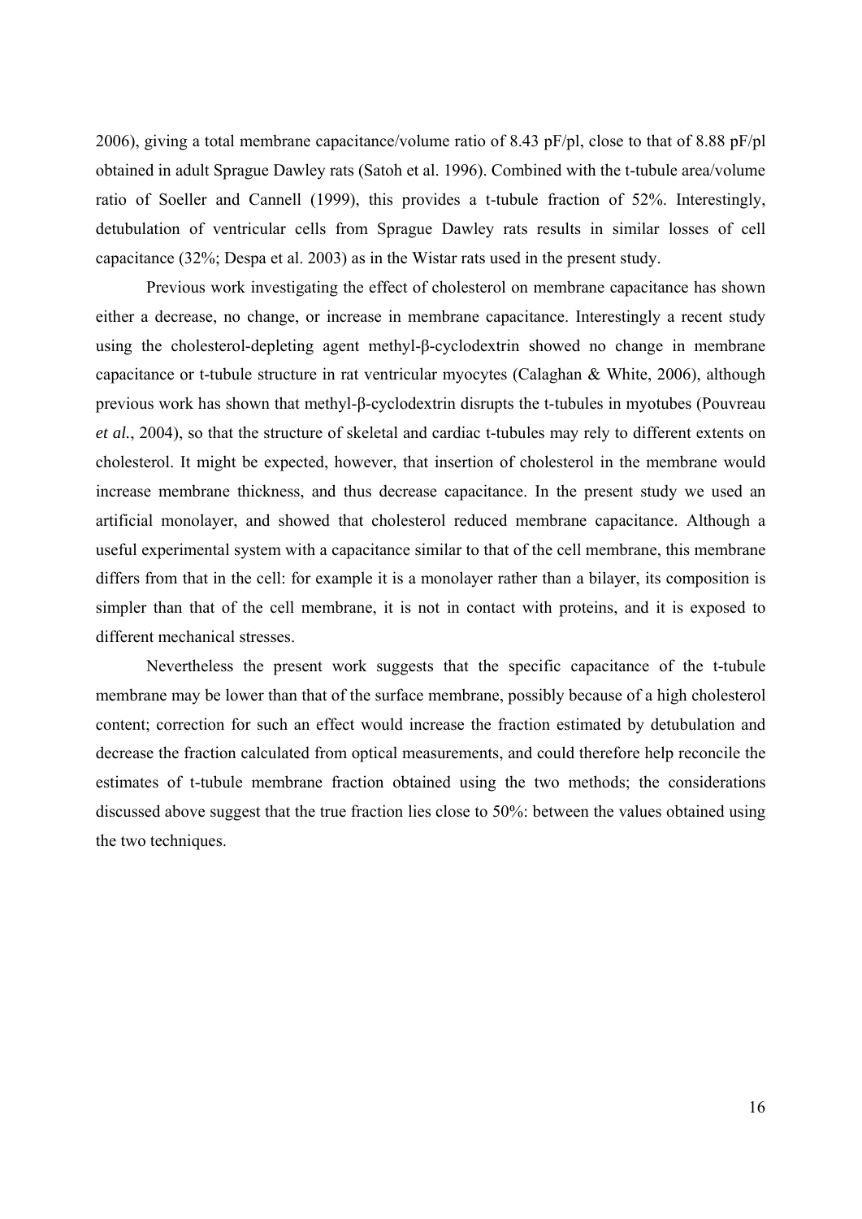2006), giving a total membrane capacitance/volume ratio of 8.43 pF/pl, close to that of 8.88 pF/pl obtained in adult Sprague Dawley rats (Satoh et al. 1996). Combined with the t-tubule area/volume ratio of Soeller and Cannell (1999), this provides a t-tubule fraction of 52%. Interestingly, detubulation of ventricular cells from Sprague Dawley rats results in similar losses of cell capacitance (32%; Despa et al. 2003) as in the Wistar rats used in the present study.

Previous work investigating the effect of cholesterol on membrane capacitance has shown either a decrease, no change, or increase in membrane capacitance. Interestingly a recent study using the cholesterol-depleting agent methyl-β-cyclodextrin showed no change in membrane capacitance or t-tubule structure in rat ventricular myocytes (Calaghan & White, 2006), although previous work has shown that methyl-β-cyclodextrin disrupts the t-tubules in myotubes (Pouvreau *et al.*, 2004), so that the structure of skeletal and cardiac t-tubules may rely to different extents on cholesterol. It might be expected, however, that insertion of cholesterol in the membrane would increase membrane thickness, and thus decrease capacitance. In the present study we used an artificial monolayer, and showed that cholesterol reduced membrane capacitance. Although a useful experimental system with a capacitance similar to that of the cell membrane, this membrane differs from that in the cell: for example it is a monolayer rather than a bilayer, its composition is simpler than that of the cell membrane, it is not in contact with proteins, and it is exposed to different mechanical stresses.

Nevertheless the present work suggests that the specific capacitance of the t-tubule membrane may be lower than that of the surface membrane, possibly because of a high cholesterol content; correction for such an effect would increase the fraction estimated by detubulation and decrease the fraction calculated from optical measurements, and could therefore help reconcile the estimates of t-tubule membrane fraction obtained using the two methods; the considerations discussed above suggest that the true fraction lies close to 50%: between the values obtained using the two techniques.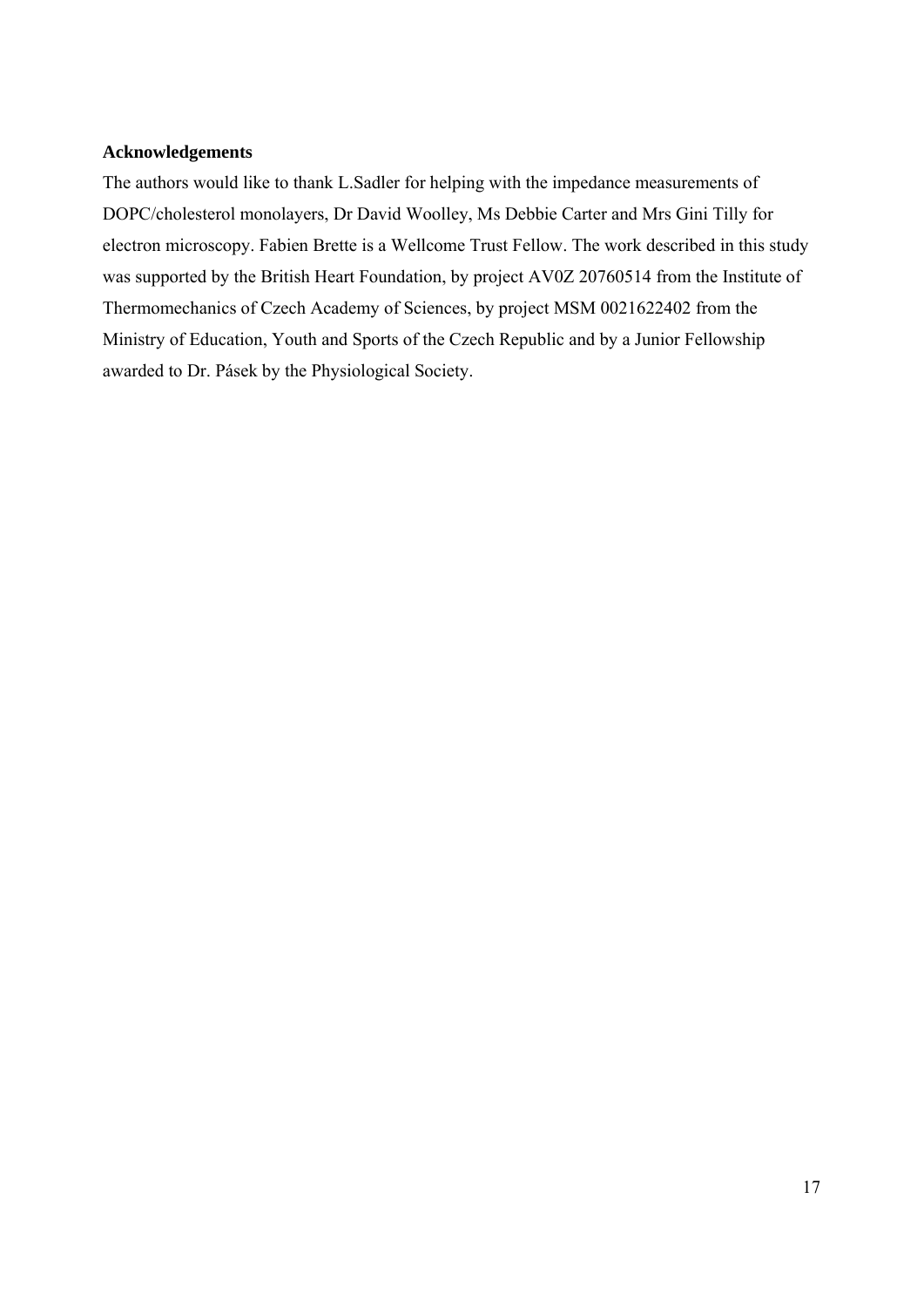**Acknowledgements**

The authors would like to thank L.Sadler for helping with the impedance measurements of DOPC/cholesterol monolayers, Dr David Woolley, Ms Debbie Carter and Mrs Gini Tilly for electron microscopy. Fabien Brette is a Wellcome Trust Fellow. The work described in this study was supported by the British Heart Foundation, by project AV0Z 20760514 from the Institute of Thermomechanics of Czech Academy of Sciences, by project MSM 0021622402 from the Ministry of Education, Youth and Sports of the Czech Republic and by a Junior Fellowship awarded to Dr. Pásek by the Physiological Society.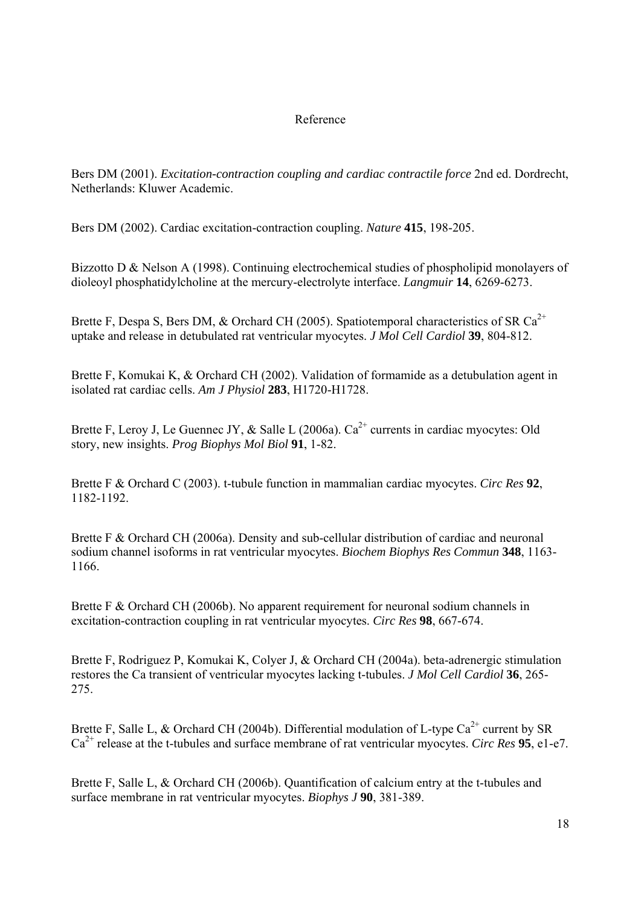# Reference

Bers DM (2001). *Excitation-contraction coupling and cardiac contractile force* 2nd ed. Dordrecht, Netherlands: Kluwer Academic.

Bers DM (2002). Cardiac excitation-contraction coupling. *Nature* **415**, 198-205.

Bizzotto D & Nelson A (1998). Continuing electrochemical studies of phospholipid monolayers of dioleoyl phosphatidylcholine at the mercury-electrolyte interface. *Langmuir* **14**, 6269-6273.

Brette F, Despa S, Bers DM, & Orchard CH (2005). Spatiotemporal characteristics of SR $Ca^{2+}$ uptake and release in detubulated rat ventricular myocytes. *J Mol Cell Cardiol* **39**, 804-812.

Brette F, Komukai K, & Orchard CH (2002). Validation of formamide as a detubulation agent in isolated rat cardiac cells. *Am J Physiol* **283**, H1720-H1728.

Brette F, Leroy J, Le Guennec JY, & Salle L (2006a). $Ca^{2+}$ currents in cardiac myocytes: Old story, new insights. *Prog Biophys Mol Biol* **91**, 1-82.

Brette F & Orchard C (2003). t-tubule function in mammalian cardiac myocytes. *Circ Res* **92**, 1182-1192.

Brette F & Orchard CH (2006a). Density and sub-cellular distribution of cardiac and neuronal sodium channel isoforms in rat ventricular myocytes. *Biochem Biophys Res Commun* **348**, 1163-1166.

Brette F & Orchard CH (2006b). No apparent requirement for neuronal sodium channels in excitation-contraction coupling in rat ventricular myocytes. *Circ Res* **98**, 667-674.

Brette F, Rodriguez P, Komukai K, Colyer J, & Orchard CH (2004a). beta-adrenergic stimulation restores the Ca transient of ventricular myocytes lacking t-tubules. *J Mol Cell Cardiol* **36**, 265-275.

Brette F, Salle L, & Orchard CH (2004b). Differential modulation of L-type $Ca^{2+}$ current by SR $Ca^{2+}$ release at the t-tubules and surface membrane of rat ventricular myocytes. *Circ Res* **95**, e1-e7.

Brette F, Salle L, & Orchard CH (2006b). Quantification of calcium entry at the t-tubules and surface membrane in rat ventricular myocytes. *Biophys J* **90**, 381-389.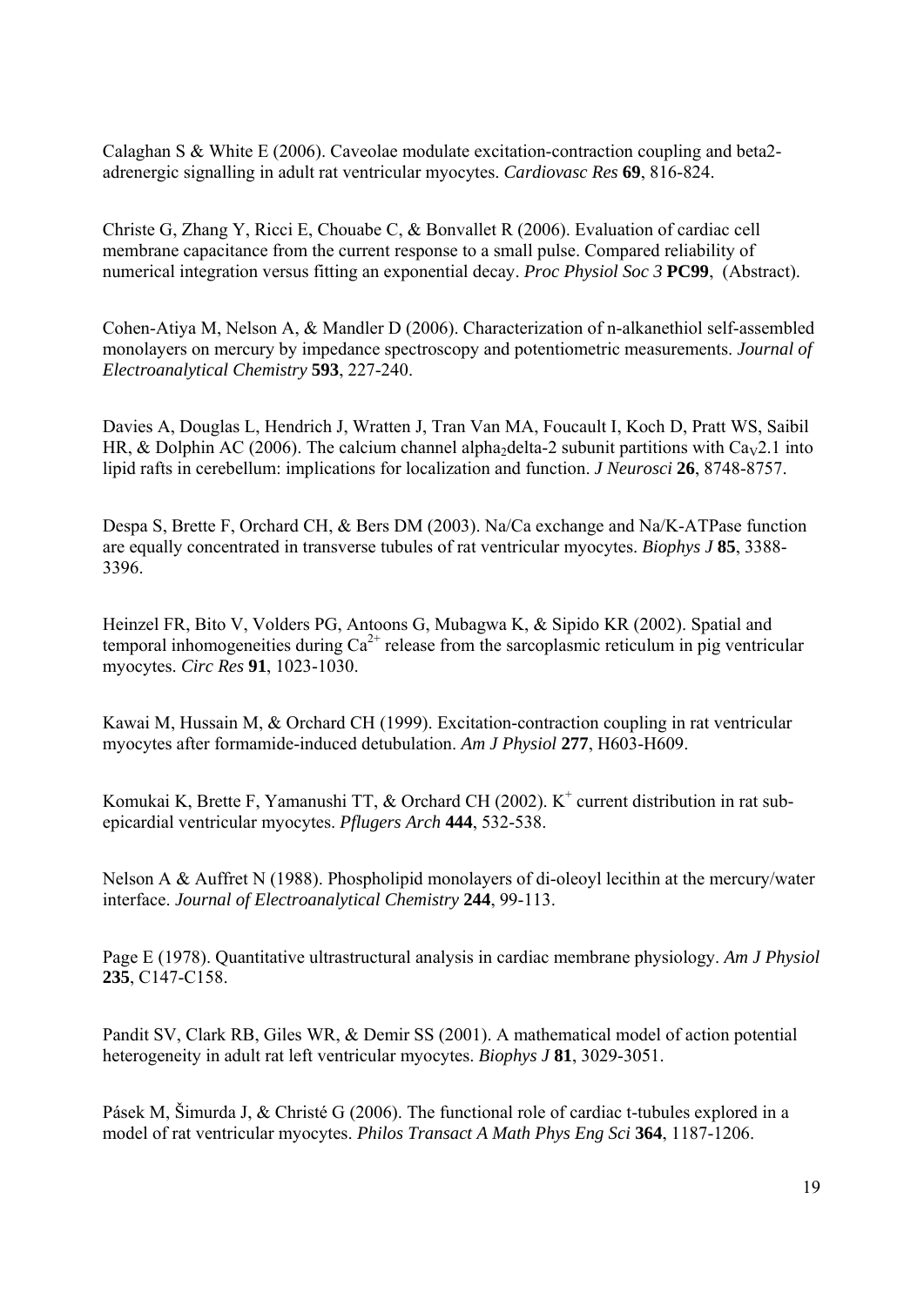Calaghan S & White E (2006). Caveolae modulate excitation-contraction coupling and beta2-adrenergic signalling in adult rat ventricular myocytes. *Cardiovasc Res* **69**, 816-824.

Christe G, Zhang Y, Ricci E, Chouabe C, & Bonvallet R (2006). Evaluation of cardiac cell membrane capacitance from the current response to a small pulse. Compared reliability of numerical integration versus fitting an exponential decay. *Proc Physiol Soc 3* **PC99**, (Abstract).

Cohen-Atiya M, Nelson A, & Mandler D (2006). Characterization of n-alkanethiol self-assembled monolayers on mercury by impedance spectroscopy and potentiometric measurements. *Journal of Electroanalytical Chemistry* **593**, 227-240.

Davies A, Douglas L, Hendrich J, Wratten J, Tran Van MA, Foucault I, Koch D, Pratt WS, Saibil HR, & Dolphin AC (2006). The calcium channel alpha$_2$delta-2 subunit partitions with $Ca_V2.1$ into lipid rafts in cerebellum: implications for localization and function. *J Neurosci* **26**, 8748-8757.

Despa S, Brette F, Orchard CH, & Bers DM (2003). Na/Ca exchange and Na/K-ATPase function are equally concentrated in transverse tubules of rat ventricular myocytes. *Biophys J* **85**, 3388-3396.

Heinzel FR, Bito V, Volders PG, Antoons G, Mubagwa K, & Sipido KR (2002). Spatial and temporal inhomogeneities during $Ca^{2+}$ release from the sarcoplasmic reticulum in pig ventricular myocytes. *Circ Res* **91**, 1023-1030.

Kawai M, Hussain M, & Orchard CH (1999). Excitation-contraction coupling in rat ventricular myocytes after formamide-induced detubulation. *Am J Physiol* **277**, H603-H609.

Komukai K, Brette F, Yamanushi TT, & Orchard CH (2002). $K^+$ current distribution in rat sub-epicardial ventricular myocytes. *Pflugers Arch* **444**, 532-538.

Nelson A & Auffret N (1988). Phospholipid monolayers of di-oleoyl lecithin at the mercury/water interface. *Journal of Electroanalytical Chemistry* **244**, 99-113.

Page E (1978). Quantitative ultrastructural analysis in cardiac membrane physiology. *Am J Physiol* **235**, C147-C158.

Pandit SV, Clark RB, Giles WR, & Demir SS (2001). A mathematical model of action potential heterogeneity in adult rat left ventricular myocytes. *Biophys J* **81**, 3029-3051.

Pásek M, Šimurda J, & Christé G (2006). The functional role of cardiac t-tubules explored in a model of rat ventricular myocytes. *Philos Transact A Math Phys Eng Sci* **364**, 1187-1206.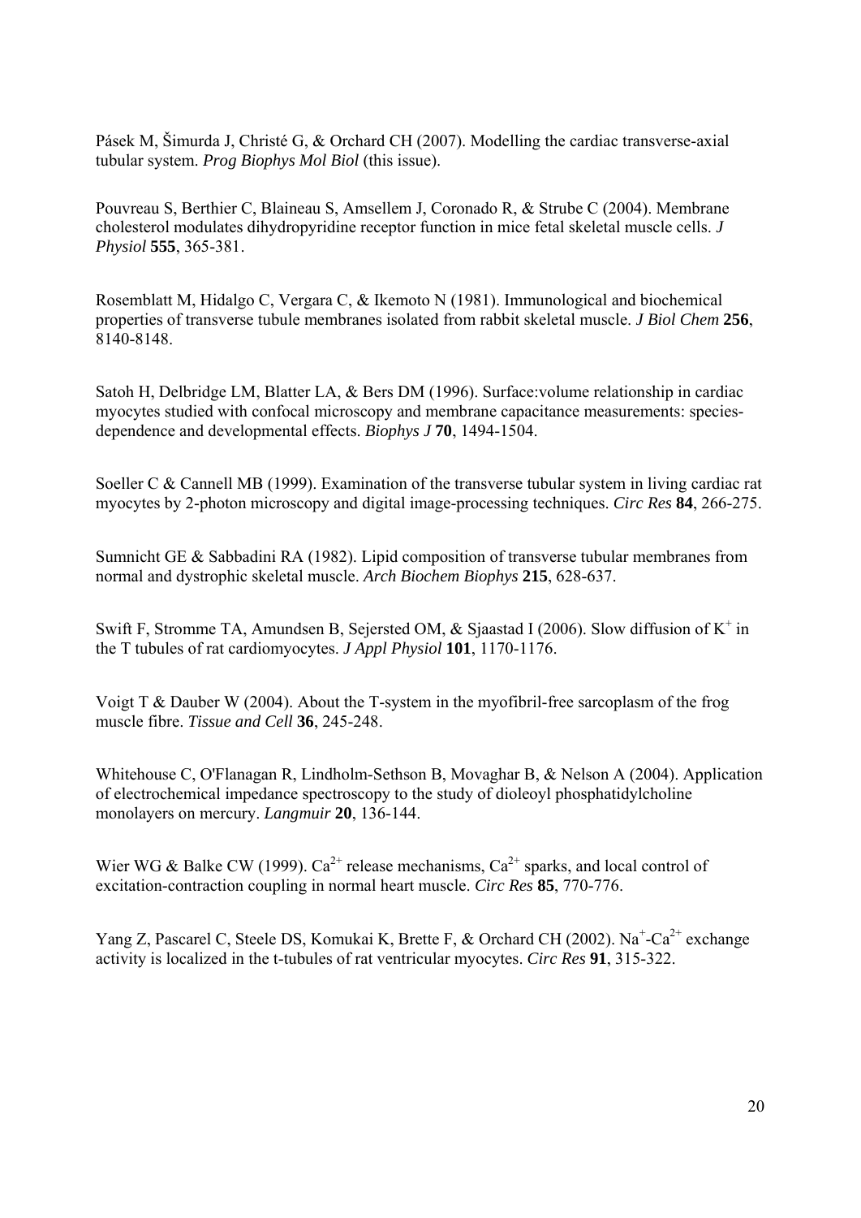Pásek M, Šimurda J, Christé G, & Orchard CH (2007). Modelling the cardiac transverse-axial tubular system. *Prog Biophys Mol Biol* (this issue).

Pouvreau S, Berthier C, Blaineau S, Amsellem J, Coronado R, & Strube C (2004). Membrane cholesterol modulates dihydropyridine receptor function in mice fetal skeletal muscle cells. *J Physiol* **555**, 365-381.

Rosemblatt M, Hidalgo C, Vergara C, & Ikemoto N (1981). Immunological and biochemical properties of transverse tubule membranes isolated from rabbit skeletal muscle. *J Biol Chem* **256**, 8140-8148.

Satoh H, Delbridge LM, Blatter LA, & Bers DM (1996). Surface:volume relationship in cardiac myocytes studied with confocal microscopy and membrane capacitance measurements: species-dependence and developmental effects. *Biophys J* **70**, 1494-1504.

Soeller C & Cannell MB (1999). Examination of the transverse tubular system in living cardiac rat myocytes by 2-photon microscopy and digital image-processing techniques. *Circ Res* **84**, 266-275.

Sumnicht GE & Sabbadini RA (1982). Lipid composition of transverse tubular membranes from normal and dystrophic skeletal muscle. *Arch Biochem Biophys* **215**, 628-637.

Swift F, Stromme TA, Amundsen B, Sejersted OM, & Sjaastad I (2006). Slow diffusion of $K^+$ in the T tubules of rat cardiomyocytes. *J Appl Physiol* **101**, 1170-1176.

Voigt T & Dauber W (2004). About the T-system in the myofibril-free sarcoplasm of the frog muscle fibre. *Tissue and Cell* **36**, 245-248.

Whitehouse C, O'Flanagan R, Lindholm-Sethson B, Movaghar B, & Nelson A (2004). Application of electrochemical impedance spectroscopy to the study of dioleoyl phosphatidylcholine monolayers on mercury. *Langmuir* **20**, 136-144.

Wier WG & Balke CW (1999). $Ca^{2+}$ release mechanisms, $Ca^{2+}$ sparks, and local control of excitation-contraction coupling in normal heart muscle. *Circ Res* **85**, 770-776.

Yang Z, Pascarel C, Steele DS, Komukai K, Brette F, & Orchard CH (2002). $Na^+$-$Ca^{2+}$ exchange activity is localized in the t-tubules of rat ventricular myocytes. *Circ Res* **91**, 315-322.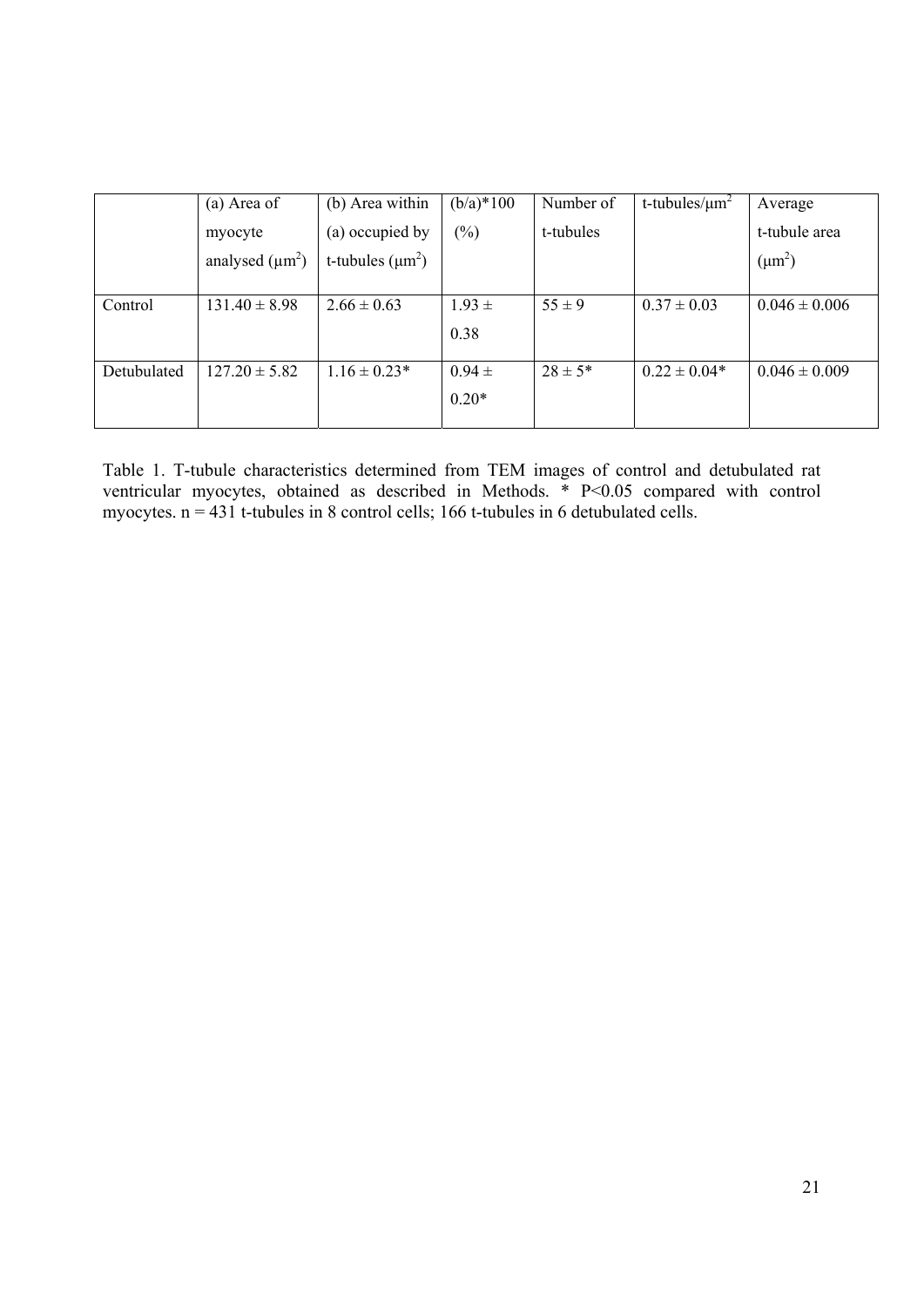| | (a) Area of myocyte analysed ($\mu m^2$) | (b) Area within (a) occupied by t-tubules ($\mu m^2$) | (b/a)*100 (%) | Number of t-tubules | t-tubules/$\mu m^2$ | Average t-tubule area ($\mu m^2$) |
|---|---|---|---|---|---|---|
| Control | 131.40 ± 8.98 | 2.66 ± 0.63 | 1.93 ± 0.38 | 55 ± 9 | 0.37 ± 0.03 | 0.046 ± 0.006 |
| Detubulated | 127.20 ± 5.82 | 1.16 ± 0.23* | 0.94 ± 0.20* | 28 ± 5* | 0.22 ± 0.04* | 0.046 ± 0.009 |

Table 1. T-tubule characteristics determined from TEM images of control and detubulated rat ventricular myocytes, obtained as described in Methods. * $P<0.05$ compared with control myocytes. n = 431 t-tubules in 8 control cells; 166 t-tubules in 6 detubulated cells.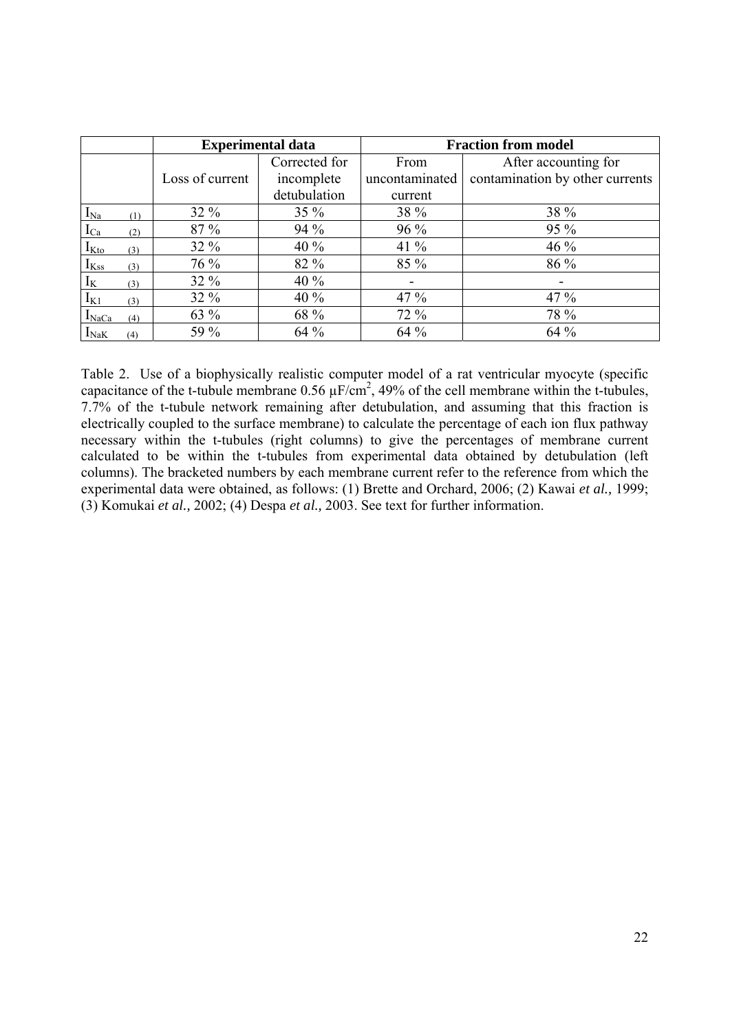| | Experimental data | | Fraction from model | |
|---|---|---|---|---|
| | Loss of current | Corrected for incomplete detubulation | From uncontaminated current | After accounting for contamination by other currents |
| $I_{Na}$ (1) | 32 % | 35 % | 38 % | 38 % |
| $I_{Ca}$ (2) | 87 % | 94 % | 96 % | 95 % |
| $I_{Kto}$ (3) | 32 % | 40 % | 41 % | 46 % |
| $I_{Kss}$ (3) | 76 % | 82 % | 85 % | 86 % |
| $I_K$ (3) | 32 % | 40 % | - | - |
| $I_{K1}$ (3) | 32 % | 40 % | 47 % | 47 % |
| $I_{NaCa}$ (4) | 63 % | 68 % | 72 % | 78 % |
| $I_{NaK}$ (4) | 59 % | 64 % | 64 % | 64 % |

Table 2. Use of a biophysically realistic computer model of a rat ventricular myocyte (specific capacitance of the t-tubule membrane 0.56 $\mu F/cm^2$, 49% of the cell membrane within the t-tubules, 7.7% of the t-tubule network remaining after detubulation, and assuming that this fraction is electrically coupled to the surface membrane) to calculate the percentage of each ion flux pathway necessary within the t-tubules (right columns) to give the percentages of membrane current calculated to be within the t-tubules from experimental data obtained by detubulation (left columns). The bracketed numbers by each membrane current refer to the reference from which the experimental data were obtained, as follows: (1) Brette and Orchard, 2006; (2) Kawai *et al.,* 1999; (3) Komukai *et al.,* 2002; (4) Despa *et al.,* 2003. See text for further information.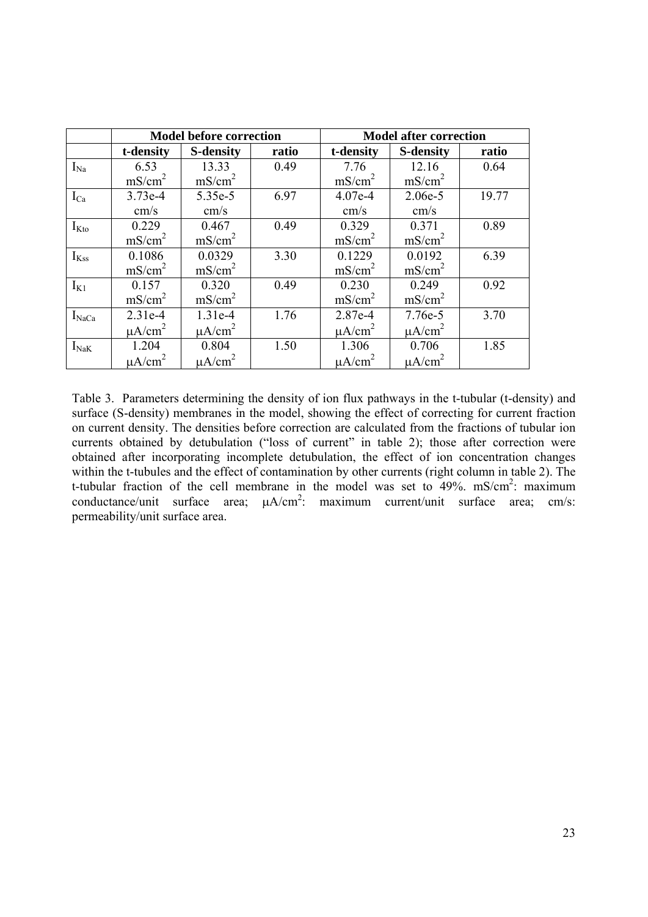| | Model before correction | | | Model after correction | | |
|---|---|---|---|---|---|---|
| | **t-density** | **S-density** | **ratio** | **t-density** | **S-density** | **ratio** |
| $I_{Na}$ | 6.53 $mS/cm^2$ | 13.33 $mS/cm^2$ | 0.49 | 7.76 $mS/cm^2$ | 12.16 $mS/cm^2$ | 0.64 |
| $I_{Ca}$ | 3.73e-4 cm/s | 5.35e-5 cm/s | 6.97 | 4.07e-4 cm/s | 2.06e-5 cm/s | 19.77 |
| $I_{Kto}$ | 0.229 $mS/cm^2$ | 0.467 $mS/cm^2$ | 0.49 | 0.329 $mS/cm^2$ | 0.371 $mS/cm^2$ | 0.89 |
| $I_{Kss}$ | 0.1086 $mS/cm^2$ | 0.0329 $mS/cm^2$ | 3.30 | 0.1229 $mS/cm^2$ | 0.0192 $mS/cm^2$ | 6.39 |
| $I_{K1}$ | 0.157 $mS/cm^2$ | 0.320 $mS/cm^2$ | 0.49 | 0.230 $mS/cm^2$ | 0.249 $mS/cm^2$ | 0.92 |
| $I_{NaCa}$ | 2.31e-4 $\mu A/cm^2$ | 1.31e-4 $\mu A/cm^2$ | 1.76 | 2.87e-4 $\mu A/cm^2$ | 7.76e-5 $\mu A/cm^2$ | 3.70 |
| $I_{NaK}$ | 1.204 $\mu A/cm^2$ | 0.804 $\mu A/cm^2$ | 1.50 | 1.306 $\mu A/cm^2$ | 0.706 $\mu A/cm^2$ | 1.85 |

Table 3. Parameters determining the density of ion flux pathways in the t-tubular (t-density) and surface (S-density) membranes in the model, showing the effect of correcting for current fraction on current density. The densities before correction are calculated from the fractions of tubular ion currents obtained by detubulation ("loss of current" in table 2); those after correction were obtained after incorporating incomplete detubulation, the effect of ion concentration changes within the t-tubules and the effect of contamination by other currents (right column in table 2). The t-tubular fraction of the cell membrane in the model was set to 49%. $mS/cm^2$: maximum conductance/unit surface area; $\mu A/cm^2$: maximum current/unit surface area; cm/s: permeability/unit surface area.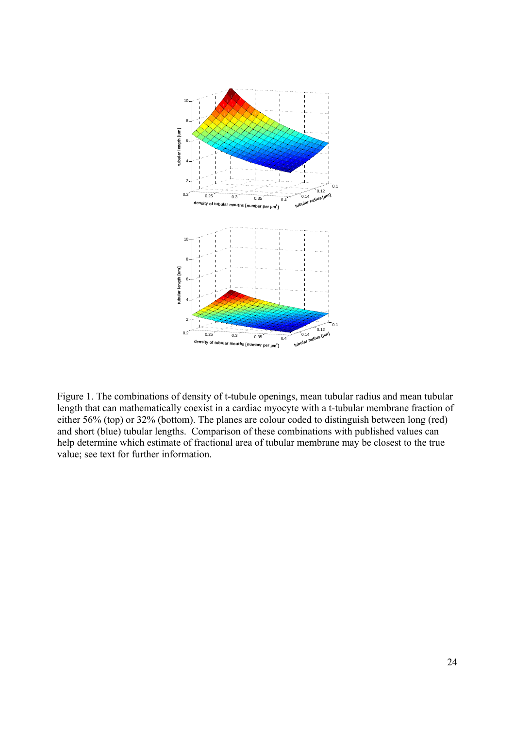Figure 1. The combinations of density of t-tubule openings, mean tubular radius and mean tubular length that can mathematically coexist in a cardiac myocyte with a t-tubular membrane fraction of either 56% (top) or 32% (bottom). The planes are colour coded to distinguish between long (red) and short (blue) tubular lengths. Comparison of these combinations with published values can help determine which estimate of fractional area of tubular membrane may be closest to the true value; see text for further information.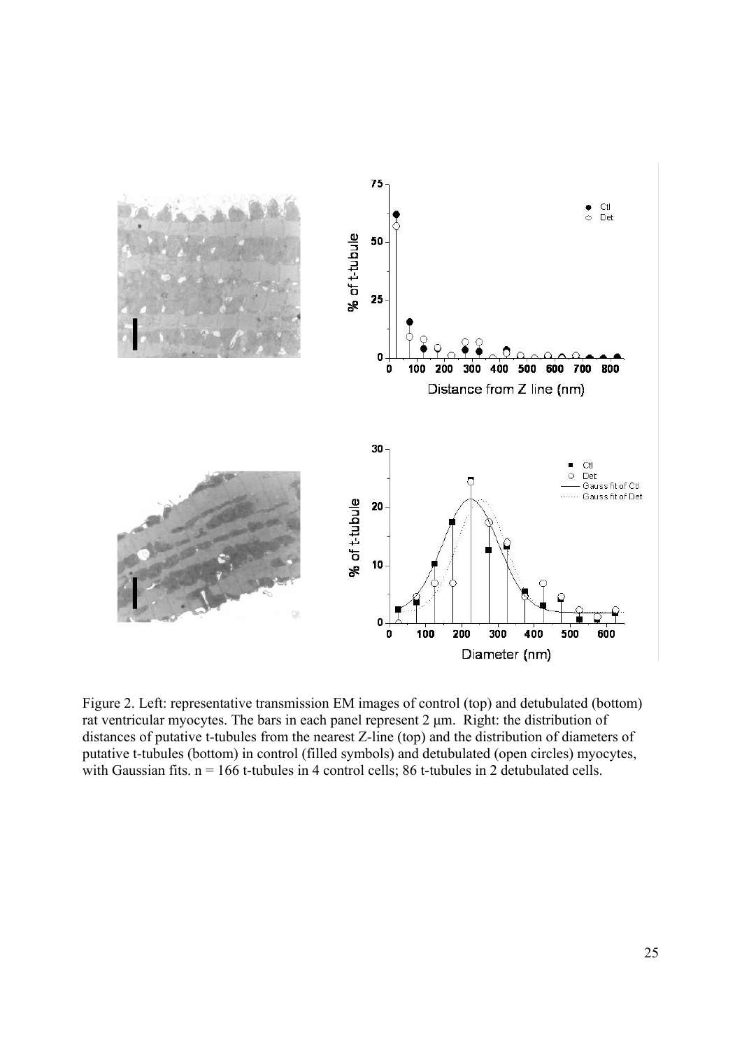Figure 2. Left: representative transmission EM images of control (top) and detubulated (bottom) rat ventricular myocytes. The bars in each panel represent 2 µm. Right: the distribution of distances of putative t-tubules from the nearest Z-line (top) and the distribution of diameters of putative t-tubules (bottom) in control (filled symbols) and detubulated (open circles) myocytes, with Gaussian fits. n = 166 t-tubules in 4 control cells; 86 t-tubules in 2 detubulated cells.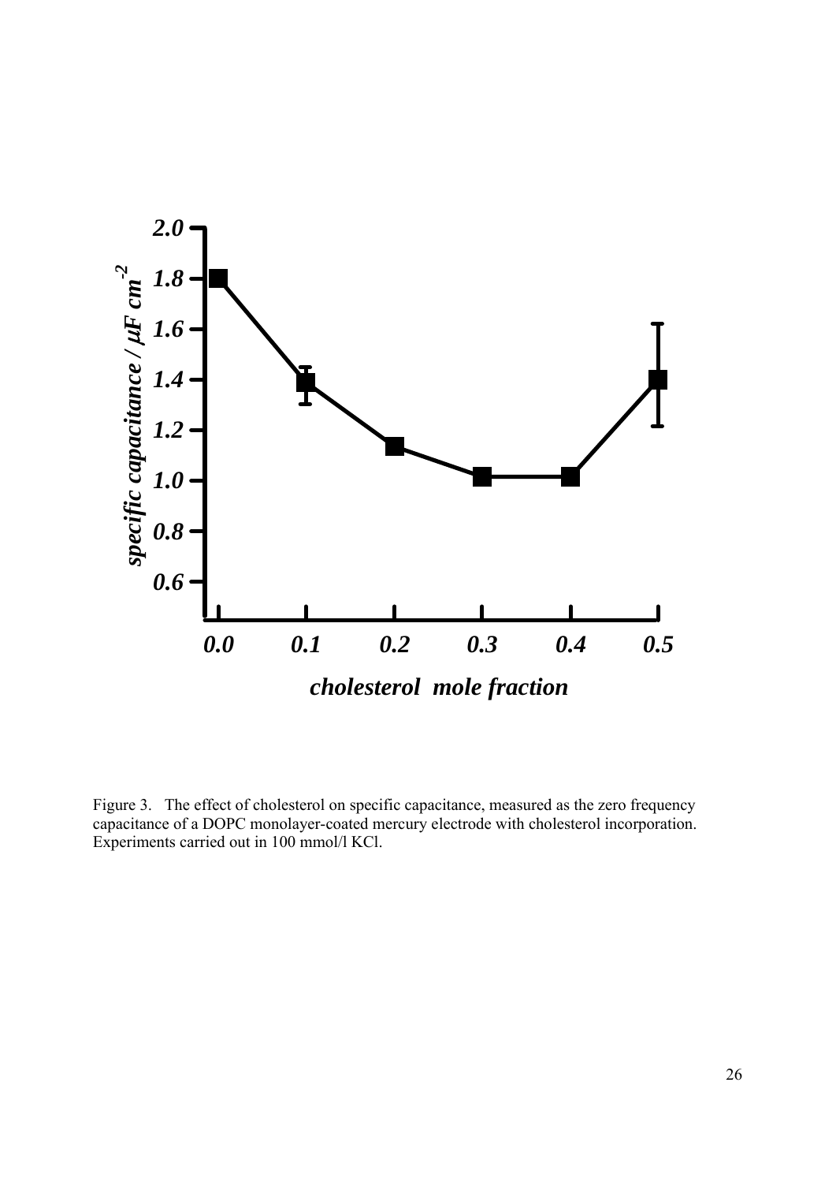Figure 3. The effect of cholesterol on specific capacitance, measured as the zero frequency capacitance of a DOPC monolayer-coated mercury electrode with cholesterol incorporation. Experiments carried out in 100 mmol/l KCl.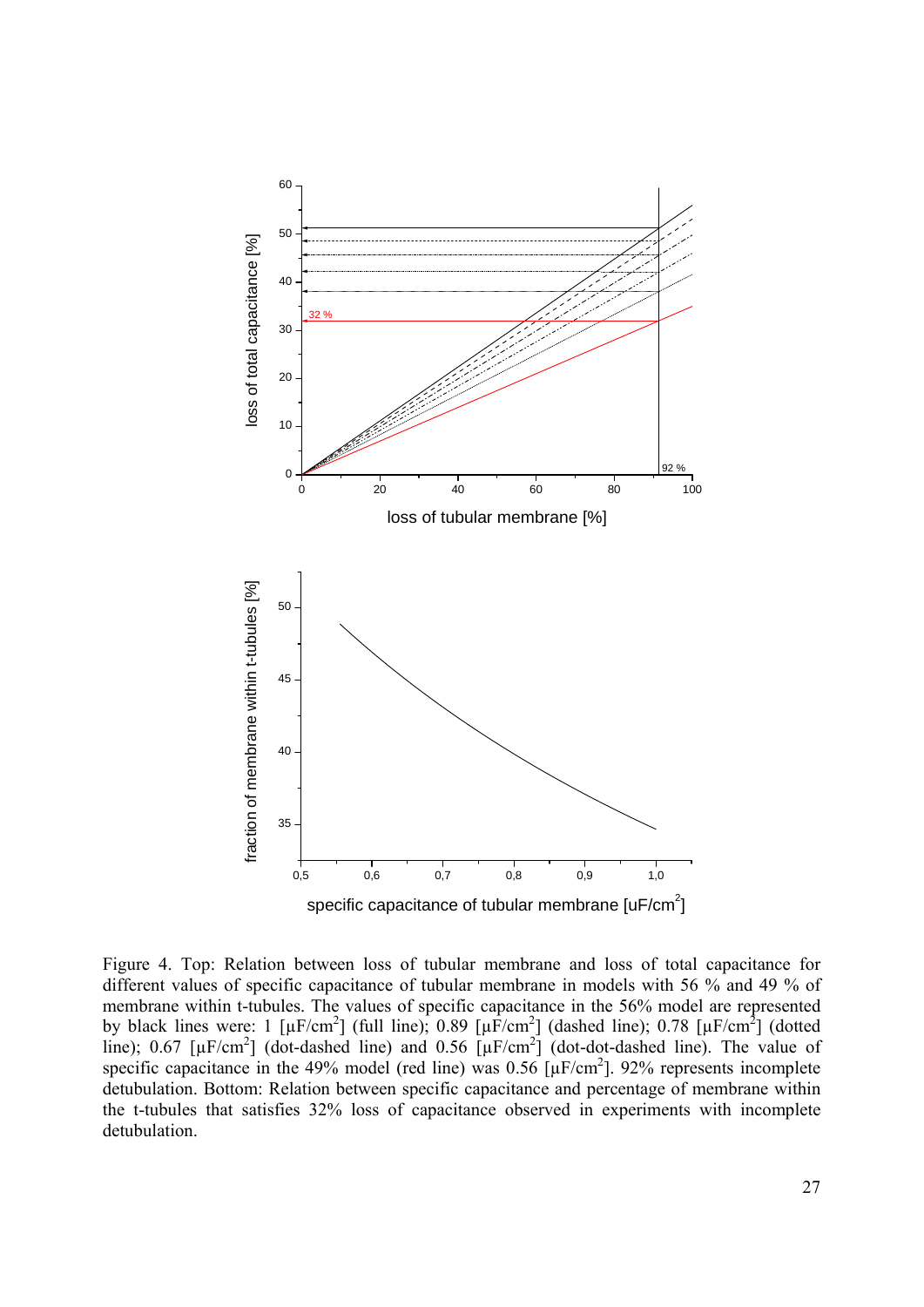loss of total capacitance [%]

60
50
40
32 %
30
20
10
0

0 20 40 60 80 100

92 %

loss of tubular membrane [%]

fraction of membrane within t-tubules [%]

50
45
40
35

0,5 0,6 0,7 0,8 0,9 1,0

specific capacitance of tubular membrane [uF/cm$^2$]

Figure 4. Top: Relation between loss of tubular membrane and loss of total capacitance for different values of specific capacitance of tubular membrane in models with 56 % and 49 % of membrane within t-tubules. The values of specific capacitance in the 56% model are represented by black lines were: 1 [$\mu$F/cm$^2$] (full line); 0.89 [$\mu$F/cm$^2$] (dashed line); 0.78 [$\mu$F/cm$^2$] (dotted line); 0.67 [$\mu$F/cm$^2$] (dot-dashed line) and 0.56 [$\mu$F/cm$^2$] (dot-dot-dashed line). The value of specific capacitance in the 49% model (red line) was 0.56 [$\mu$F/cm$^2$]. 92% represents incomplete detubulation. Bottom: Relation between specific capacitance and percentage of membrane within the t-tubules that satisfies 32% loss of capacitance observed in experiments with incomplete detubulation.